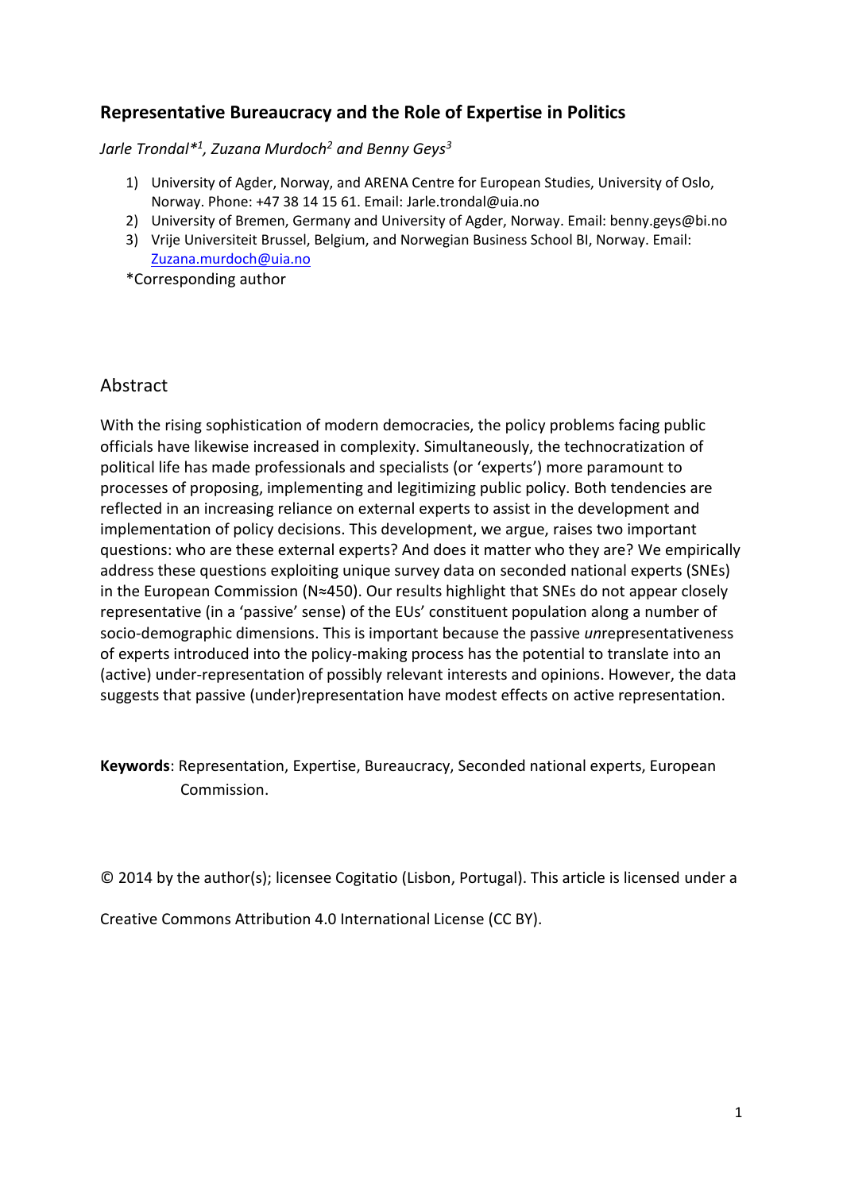# Representative Bureaucracy and the Role of Expertise in Politics

*Jarle Trondal*[*1], Zuzana Murdoch[2] and Benny Geys[3]*

1) University of Agder, Norway, and ARENA Centre for European Studies, University of Oslo, Norway. Phone: +47 38 14 15 61. Email: Jarle.trondal@uia.no
2) University of Bremen, Germany and University of Agder, Norway. Email: benny.geys@bi.no
3) Vrije Universiteit Brussel, Belgium, and Norwegian Business School BI, Norway. Email: Zuzana.murdoch@uia.no

*Corresponding author

## Abstract

With the rising sophistication of modern democracies, the policy problems facing public officials have likewise increased in complexity. Simultaneously, the technocratization of political life has made professionals and specialists (or 'experts') more paramount to processes of proposing, implementing and legitimizing public policy. Both tendencies are reflected in an increasing reliance on external experts to assist in the development and implementation of policy decisions. This development, we argue, raises two important questions: who are these external experts? And does it matter who they are? We empirically address these questions exploiting unique survey data on seconded national experts (SNEs) in the European Commission (N≈450). Our results highlight that SNEs do not appear closely representative (in a 'passive' sense) of the EUs' constituent population along a number of socio-demographic dimensions. This is important because the passive *un*representativeness of experts introduced into the policy-making process has the potential to translate into an (active) under-representation of possibly relevant interests and opinions. However, the data suggests that passive (under)representation have modest effects on active representation.

**Keywords**: Representation, Expertise, Bureaucracy, Seconded national experts, European Commission.

© 2014 by the author(s); licensee Cogitatio (Lisbon, Portugal). This article is licensed under a Creative Commons Attribution 4.0 International License (CC BY).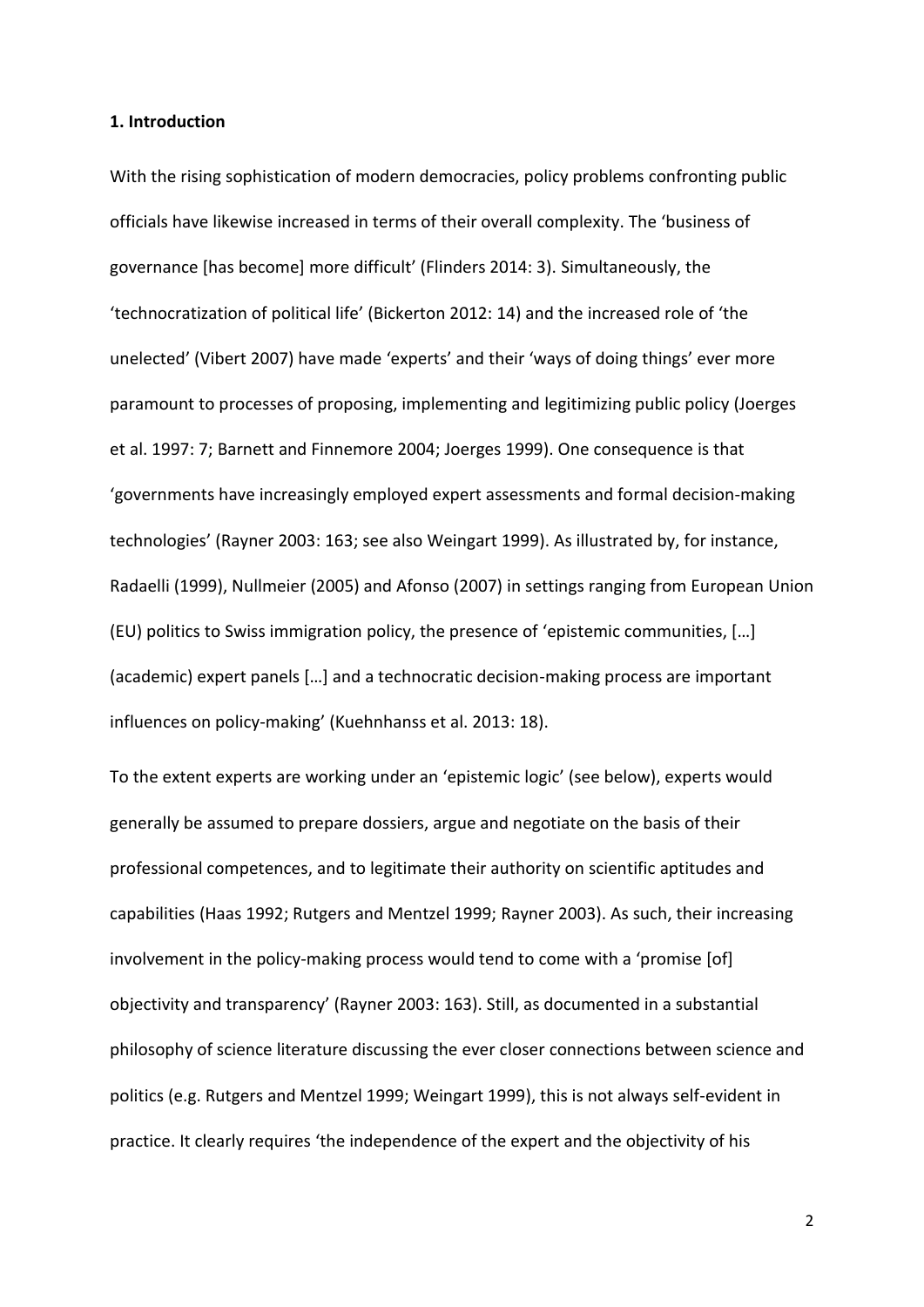**1. Introduction**

With the rising sophistication of modern democracies, policy problems confronting public officials have likewise increased in terms of their overall complexity. The 'business of governance [has become] more difficult' (Flinders 2014: 3). Simultaneously, the 'technocratization of political life' (Bickerton 2012: 14) and the increased role of 'the unelected' (Vibert 2007) have made 'experts' and their 'ways of doing things' ever more paramount to processes of proposing, implementing and legitimizing public policy (Joerges et al. 1997: 7; Barnett and Finnemore 2004; Joerges 1999). One consequence is that 'governments have increasingly employed expert assessments and formal decision-making technologies' (Rayner 2003: 163; see also Weingart 1999). As illustrated by, for instance, Radaelli (1999), Nullmeier (2005) and Afonso (2007) in settings ranging from European Union (EU) politics to Swiss immigration policy, the presence of 'epistemic communities, […] (academic) expert panels […] and a technocratic decision-making process are important influences on policy-making' (Kuehnhanss et al. 2013: 18).

To the extent experts are working under an 'epistemic logic' (see below), experts would generally be assumed to prepare dossiers, argue and negotiate on the basis of their professional competences, and to legitimate their authority on scientific aptitudes and capabilities (Haas 1992; Rutgers and Mentzel 1999; Rayner 2003). As such, their increasing involvement in the policy-making process would tend to come with a 'promise [of] objectivity and transparency' (Rayner 2003: 163). Still, as documented in a substantial philosophy of science literature discussing the ever closer connections between science and politics (e.g. Rutgers and Mentzel 1999; Weingart 1999), this is not always self-evident in practice. It clearly requires 'the independence of the expert and the objectivity of his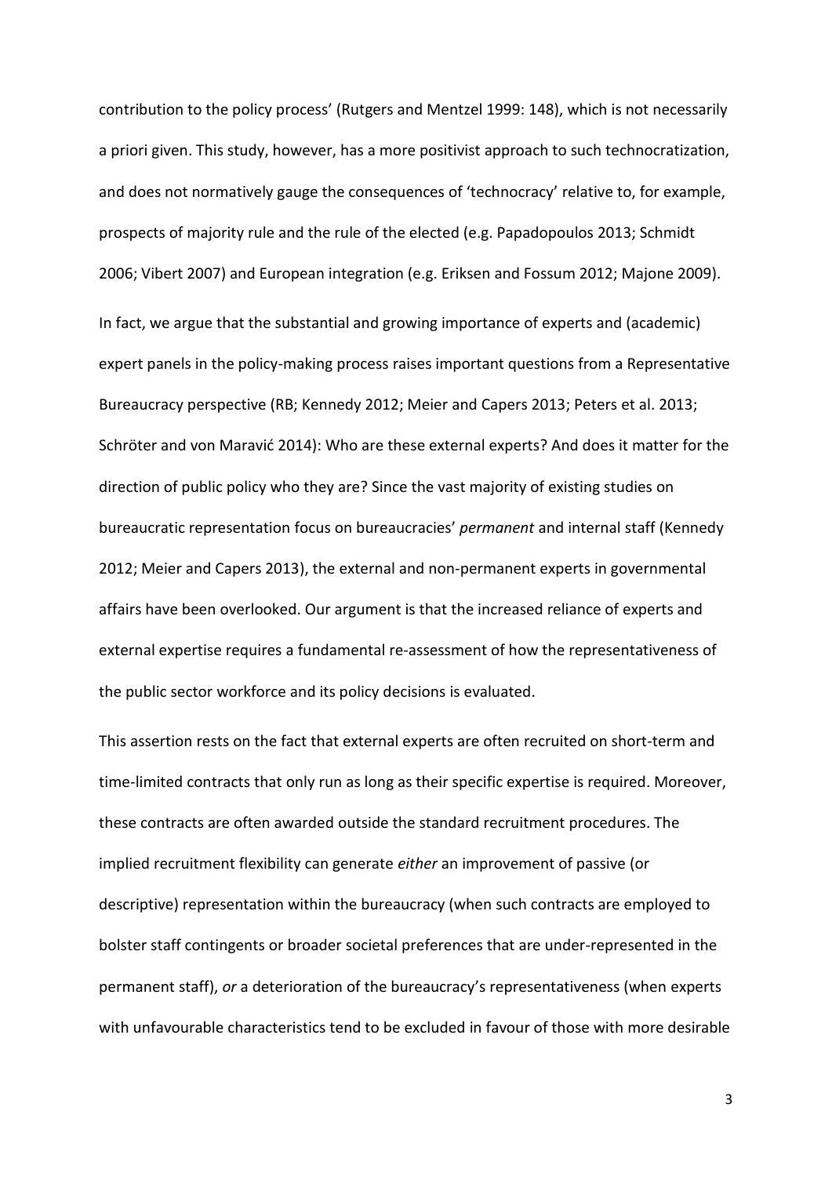contribution to the policy process' (Rutgers and Mentzel 1999: 148), which is not necessarily a priori given. This study, however, has a more positivist approach to such technocratization, and does not normatively gauge the consequences of 'technocracy' relative to, for example, prospects of majority rule and the rule of the elected (e.g. Papadopoulos 2013; Schmidt 2006; Vibert 2007) and European integration (e.g. Eriksen and Fossum 2012; Majone 2009).

In fact, we argue that the substantial and growing importance of experts and (academic) expert panels in the policy-making process raises important questions from a Representative Bureaucracy perspective (RB; Kennedy 2012; Meier and Capers 2013; Peters et al. 2013; Schröter and von Maravić 2014): Who are these external experts? And does it matter for the direction of public policy who they are? Since the vast majority of existing studies on bureaucratic representation focus on bureaucracies' *permanent* and internal staff (Kennedy 2012; Meier and Capers 2013), the external and non-permanent experts in governmental affairs have been overlooked. Our argument is that the increased reliance of experts and external expertise requires a fundamental re-assessment of how the representativeness of the public sector workforce and its policy decisions is evaluated.

This assertion rests on the fact that external experts are often recruited on short-term and time-limited contracts that only run as long as their specific expertise is required. Moreover, these contracts are often awarded outside the standard recruitment procedures. The implied recruitment flexibility can generate *either* an improvement of passive (or descriptive) representation within the bureaucracy (when such contracts are employed to bolster staff contingents or broader societal preferences that are under-represented in the permanent staff), *or* a deterioration of the bureaucracy's representativeness (when experts with unfavourable characteristics tend to be excluded in favour of those with more desirable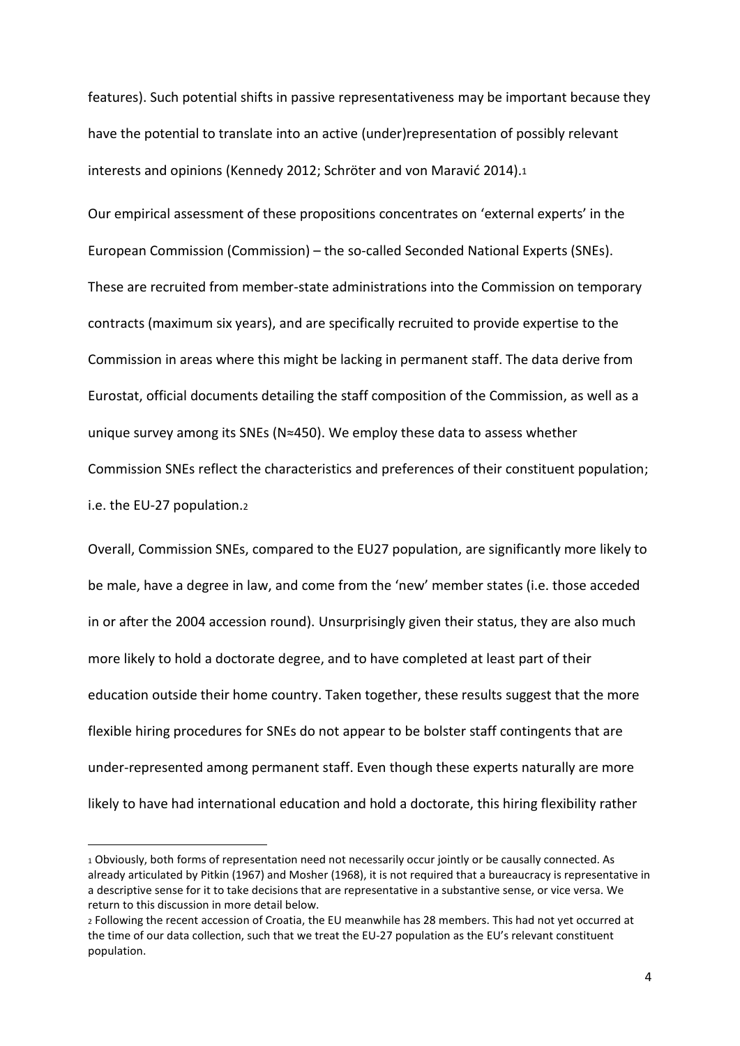features). Such potential shifts in passive representativeness may be important because they have the potential to translate into an active (under)representation of possibly relevant interests and opinions (Kennedy 2012; Schröter and von Maravić 2014).[1]

Our empirical assessment of these propositions concentrates on 'external experts' in the European Commission (Commission) – the so-called Seconded National Experts (SNEs). These are recruited from member-state administrations into the Commission on temporary contracts (maximum six years), and are specifically recruited to provide expertise to the Commission in areas where this might be lacking in permanent staff. The data derive from Eurostat, official documents detailing the staff composition of the Commission, as well as a unique survey among its SNEs (N≈450). We employ these data to assess whether Commission SNEs reflect the characteristics and preferences of their constituent population; i.e. the EU-27 population.[2]

Overall, Commission SNEs, compared to the EU27 population, are significantly more likely to be male, have a degree in law, and come from the 'new' member states (i.e. those acceded in or after the 2004 accession round). Unsurprisingly given their status, they are also much more likely to hold a doctorate degree, and to have completed at least part of their education outside their home country. Taken together, these results suggest that the more flexible hiring procedures for SNEs do not appear to be bolster staff contingents that are under-represented among permanent staff. Even though these experts naturally are more likely to have had international education and hold a doctorate, this hiring flexibility rather

---

[1] Obviously, both forms of representation need not necessarily occur jointly or be causally connected. As already articulated by Pitkin (1967) and Mosher (1968), it is not required that a bureaucracy is representative in a descriptive sense for it to take decisions that are representative in a substantive sense, or vice versa. We return to this discussion in more detail below.

[2] Following the recent accession of Croatia, the EU meanwhile has 28 members. This had not yet occurred at the time of our data collection, such that we treat the EU-27 population as the EU's relevant constituent population.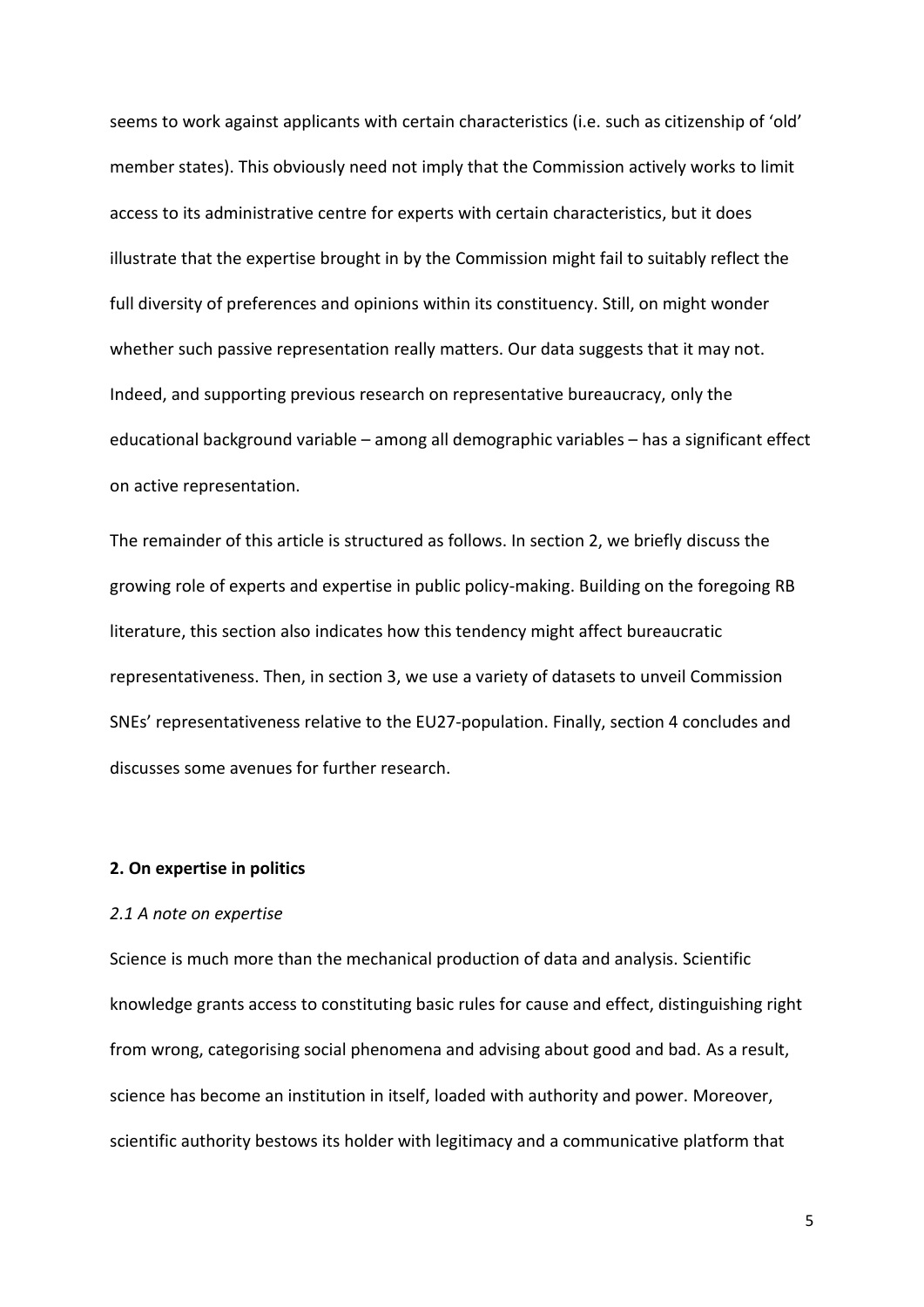seems to work against applicants with certain characteristics (i.e. such as citizenship of 'old' member states). This obviously need not imply that the Commission actively works to limit access to its administrative centre for experts with certain characteristics, but it does illustrate that the expertise brought in by the Commission might fail to suitably reflect the full diversity of preferences and opinions within its constituency. Still, on might wonder whether such passive representation really matters. Our data suggests that it may not. Indeed, and supporting previous research on representative bureaucracy, only the educational background variable – among all demographic variables – has a significant effect on active representation.

The remainder of this article is structured as follows. In section 2, we briefly discuss the growing role of experts and expertise in public policy-making. Building on the foregoing RB literature, this section also indicates how this tendency might affect bureaucratic representativeness. Then, in section 3, we use a variety of datasets to unveil Commission SNEs' representativeness relative to the EU27-population. Finally, section 4 concludes and discusses some avenues for further research.

## 2. On expertise in politics

### *2.1 A note on expertise*

Science is much more than the mechanical production of data and analysis. Scientific knowledge grants access to constituting basic rules for cause and effect, distinguishing right from wrong, categorising social phenomena and advising about good and bad. As a result, science has become an institution in itself, loaded with authority and power. Moreover, scientific authority bestows its holder with legitimacy and a communicative platform that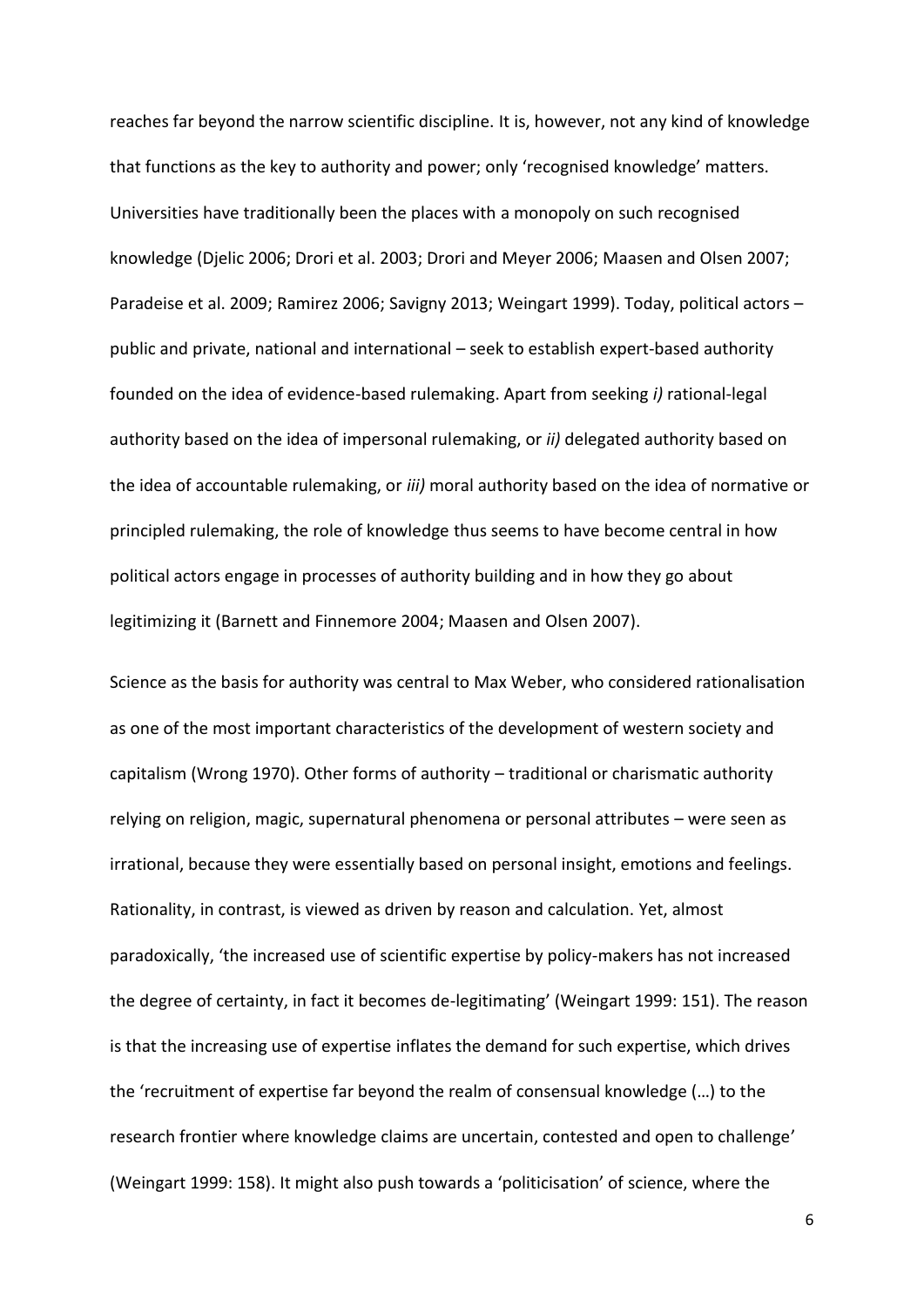reaches far beyond the narrow scientific discipline. It is, however, not any kind of knowledge that functions as the key to authority and power; only 'recognised knowledge' matters. Universities have traditionally been the places with a monopoly on such recognised knowledge (Djelic 2006; Drori et al. 2003; Drori and Meyer 2006; Maasen and Olsen 2007; Paradeise et al. 2009; Ramirez 2006; Savigny 2013; Weingart 1999). Today, political actors – public and private, national and international – seek to establish expert-based authority founded on the idea of evidence-based rulemaking. Apart from seeking *i)* rational-legal authority based on the idea of impersonal rulemaking, or *ii)* delegated authority based on the idea of accountable rulemaking, or *iii)* moral authority based on the idea of normative or principled rulemaking, the role of knowledge thus seems to have become central in how political actors engage in processes of authority building and in how they go about legitimizing it (Barnett and Finnemore 2004; Maasen and Olsen 2007).

Science as the basis for authority was central to Max Weber, who considered rationalisation as one of the most important characteristics of the development of western society and capitalism (Wrong 1970). Other forms of authority – traditional or charismatic authority relying on religion, magic, supernatural phenomena or personal attributes – were seen as irrational, because they were essentially based on personal insight, emotions and feelings. Rationality, in contrast, is viewed as driven by reason and calculation. Yet, almost paradoxically, 'the increased use of scientific expertise by policy-makers has not increased the degree of certainty, in fact it becomes de-legitimating' (Weingart 1999: 151). The reason is that the increasing use of expertise inflates the demand for such expertise, which drives the 'recruitment of expertise far beyond the realm of consensual knowledge (…) to the research frontier where knowledge claims are uncertain, contested and open to challenge' (Weingart 1999: 158). It might also push towards a 'politicisation' of science, where the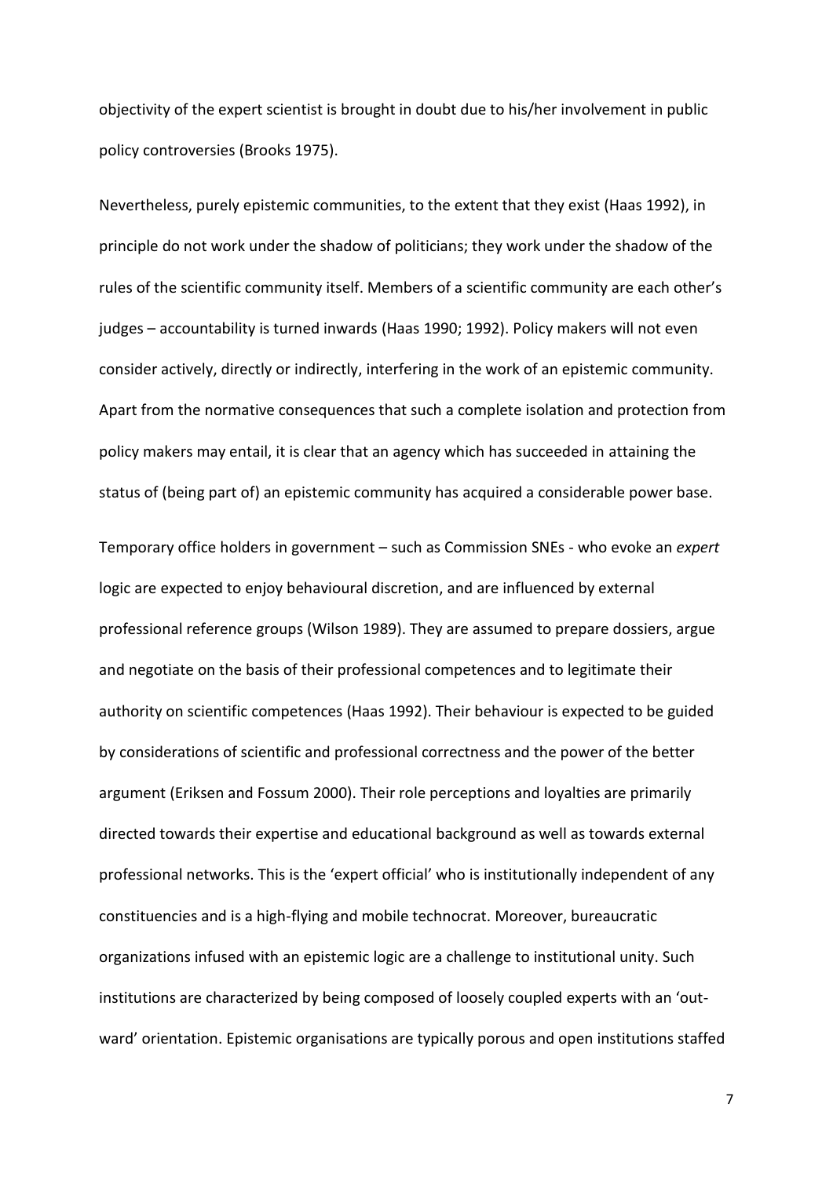objectivity of the expert scientist is brought in doubt due to his/her involvement in public policy controversies (Brooks 1975).

Nevertheless, purely epistemic communities, to the extent that they exist (Haas 1992), in principle do not work under the shadow of politicians; they work under the shadow of the rules of the scientific community itself. Members of a scientific community are each other's judges – accountability is turned inwards (Haas 1990; 1992). Policy makers will not even consider actively, directly or indirectly, interfering in the work of an epistemic community. Apart from the normative consequences that such a complete isolation and protection from policy makers may entail, it is clear that an agency which has succeeded in attaining the status of (being part of) an epistemic community has acquired a considerable power base.

Temporary office holders in government – such as Commission SNEs - who evoke an *expert* logic are expected to enjoy behavioural discretion, and are influenced by external professional reference groups (Wilson 1989). They are assumed to prepare dossiers, argue and negotiate on the basis of their professional competences and to legitimate their authority on scientific competences (Haas 1992). Their behaviour is expected to be guided by considerations of scientific and professional correctness and the power of the better argument (Eriksen and Fossum 2000). Their role perceptions and loyalties are primarily directed towards their expertise and educational background as well as towards external professional networks. This is the 'expert official' who is institutionally independent of any constituencies and is a high-flying and mobile technocrat. Moreover, bureaucratic organizations infused with an epistemic logic are a challenge to institutional unity. Such institutions are characterized by being composed of loosely coupled experts with an 'out-ward' orientation. Epistemic organisations are typically porous and open institutions staffed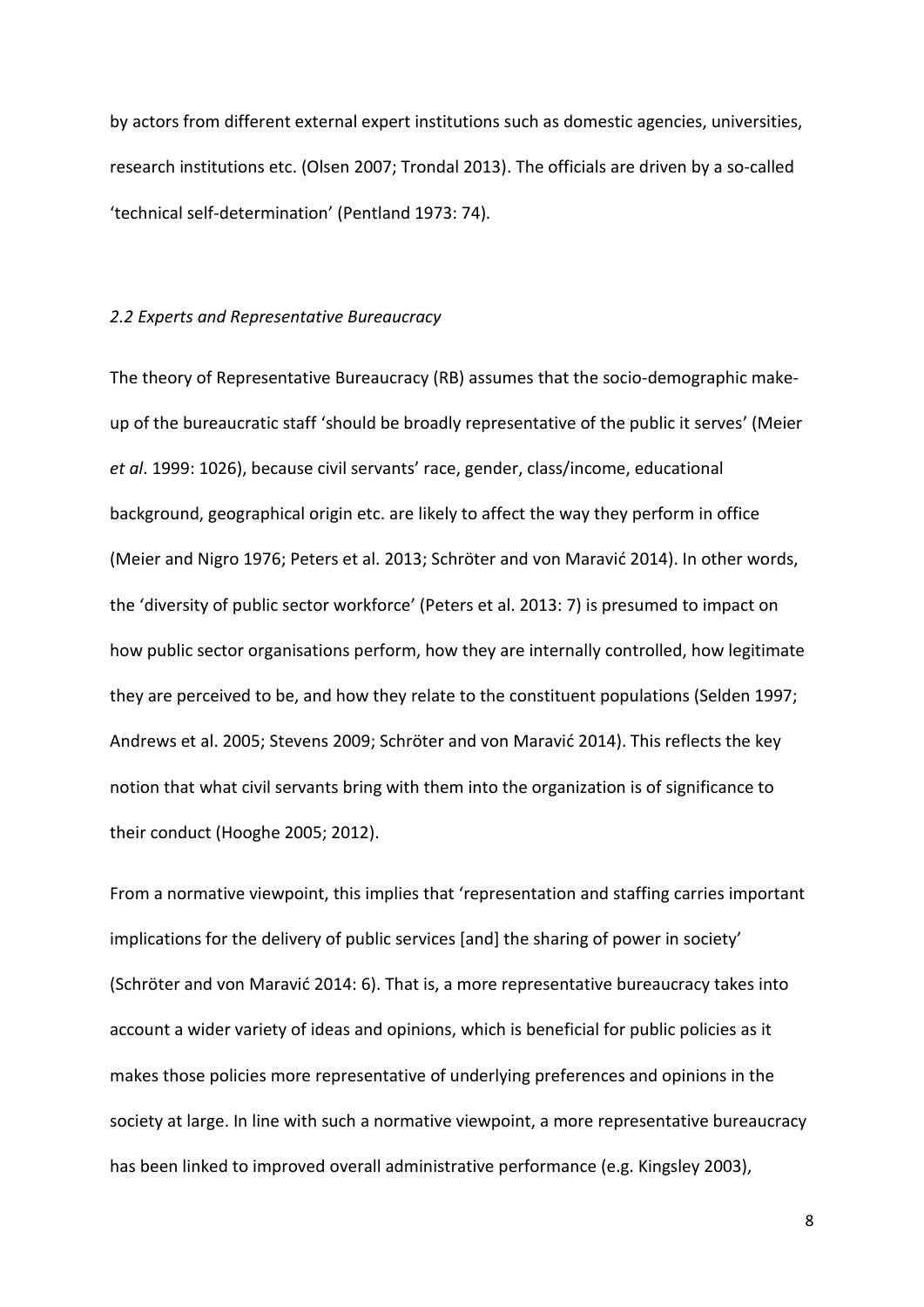by actors from different external expert institutions such as domestic agencies, universities, research institutions etc. (Olsen 2007; Trondal 2013). The officials are driven by a so-called 'technical self-determination' (Pentland 1973: 74).

### *2.2 Experts and Representative Bureaucracy*

The theory of Representative Bureaucracy (RB) assumes that the socio-demographic make-up of the bureaucratic staff 'should be broadly representative of the public it serves' (Meier *et al*. 1999: 1026), because civil servants' race, gender, class/income, educational background, geographical origin etc. are likely to affect the way they perform in office (Meier and Nigro 1976; Peters et al. 2013; Schröter and von Maravić 2014). In other words, the 'diversity of public sector workforce' (Peters et al. 2013: 7) is presumed to impact on how public sector organisations perform, how they are internally controlled, how legitimate they are perceived to be, and how they relate to the constituent populations (Selden 1997; Andrews et al. 2005; Stevens 2009; Schröter and von Maravić 2014). This reflects the key notion that what civil servants bring with them into the organization is of significance to their conduct (Hooghe 2005; 2012).

From a normative viewpoint, this implies that 'representation and staffing carries important implications for the delivery of public services [and] the sharing of power in society' (Schröter and von Maravić 2014: 6). That is, a more representative bureaucracy takes into account a wider variety of ideas and opinions, which is beneficial for public policies as it makes those policies more representative of underlying preferences and opinions in the society at large. In line with such a normative viewpoint, a more representative bureaucracy has been linked to improved overall administrative performance (e.g. Kingsley 2003),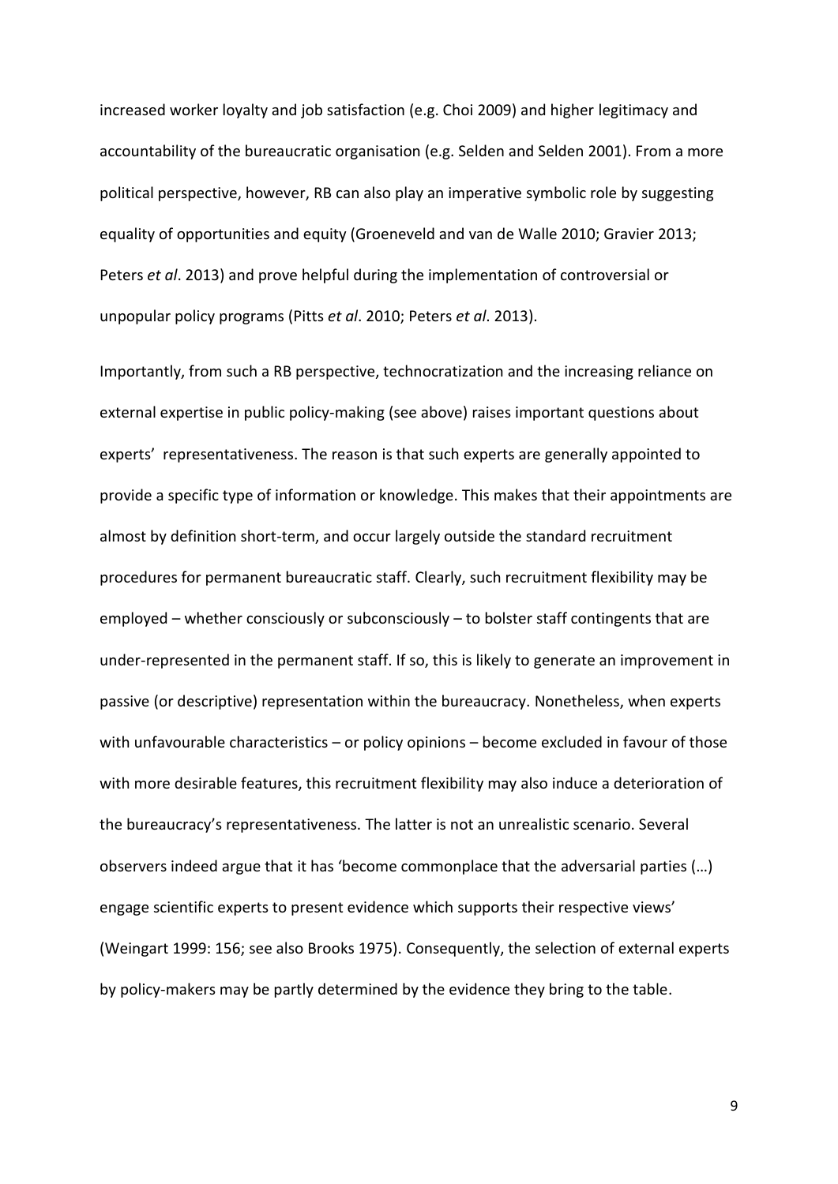increased worker loyalty and job satisfaction (e.g. Choi 2009) and higher legitimacy and accountability of the bureaucratic organisation (e.g. Selden and Selden 2001). From a more political perspective, however, RB can also play an imperative symbolic role by suggesting equality of opportunities and equity (Groeneveld and van de Walle 2010; Gravier 2013; Peters *et al*. 2013) and prove helpful during the implementation of controversial or unpopular policy programs (Pitts *et al*. 2010; Peters *et al*. 2013).

Importantly, from such a RB perspective, technocratization and the increasing reliance on external expertise in public policy-making (see above) raises important questions about experts' representativeness. The reason is that such experts are generally appointed to provide a specific type of information or knowledge. This makes that their appointments are almost by definition short-term, and occur largely outside the standard recruitment procedures for permanent bureaucratic staff. Clearly, such recruitment flexibility may be employed – whether consciously or subconsciously – to bolster staff contingents that are under-represented in the permanent staff. If so, this is likely to generate an improvement in passive (or descriptive) representation within the bureaucracy. Nonetheless, when experts with unfavourable characteristics – or policy opinions – become excluded in favour of those with more desirable features, this recruitment flexibility may also induce a deterioration of the bureaucracy's representativeness. The latter is not an unrealistic scenario. Several observers indeed argue that it has 'become commonplace that the adversarial parties (…) engage scientific experts to present evidence which supports their respective views' (Weingart 1999: 156; see also Brooks 1975). Consequently, the selection of external experts by policy-makers may be partly determined by the evidence they bring to the table.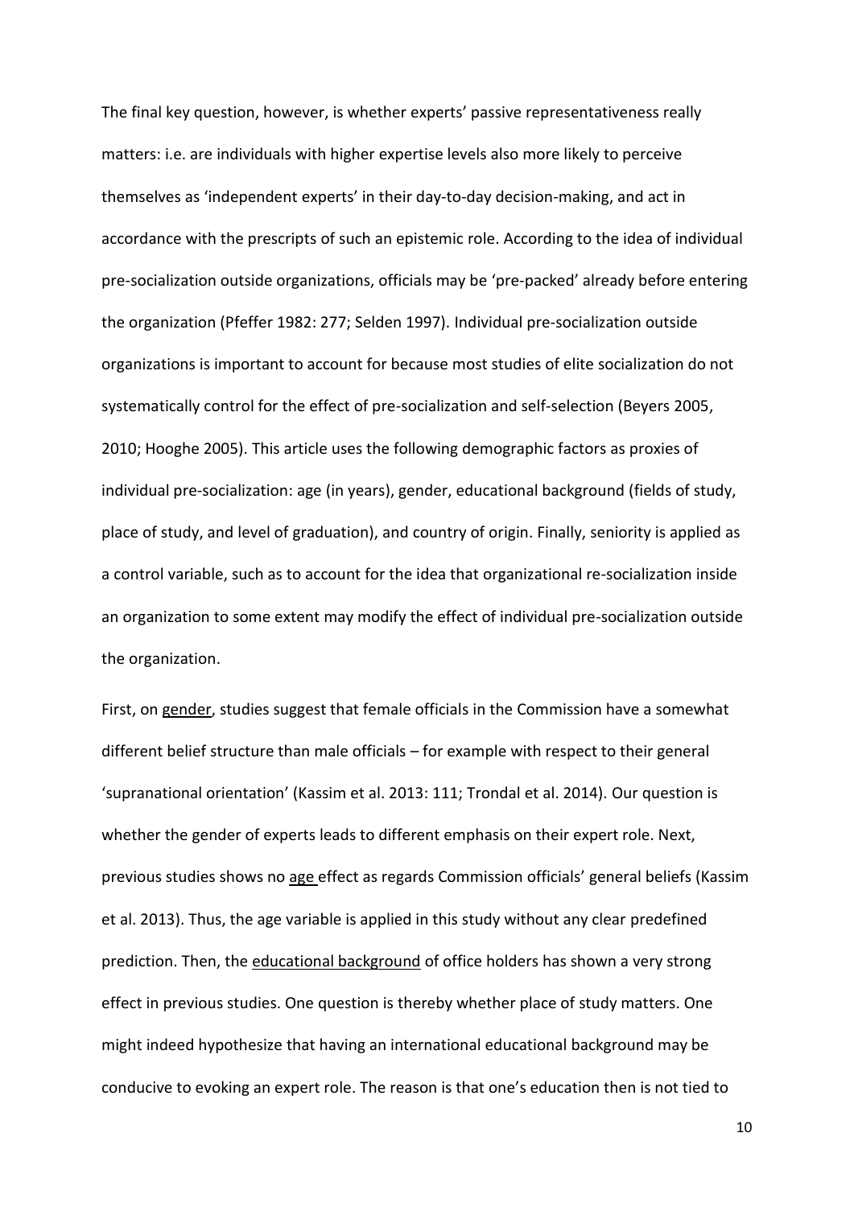The final key question, however, is whether experts' passive representativeness really matters: i.e. are individuals with higher expertise levels also more likely to perceive themselves as 'independent experts' in their day-to-day decision-making, and act in accordance with the prescripts of such an epistemic role. According to the idea of individual pre-socialization outside organizations, officials may be 'pre-packed' already before entering the organization (Pfeffer 1982: 277; Selden 1997). Individual pre-socialization outside organizations is important to account for because most studies of elite socialization do not systematically control for the effect of pre-socialization and self-selection (Beyers 2005, 2010; Hooghe 2005). This article uses the following demographic factors as proxies of individual pre-socialization: age (in years), gender, educational background (fields of study, place of study, and level of graduation), and country of origin. Finally, seniority is applied as a control variable, such as to account for the idea that organizational re-socialization inside an organization to some extent may modify the effect of individual pre-socialization outside the organization.

First, on gender, studies suggest that female officials in the Commission have a somewhat different belief structure than male officials – for example with respect to their general 'supranational orientation' (Kassim et al. 2013: 111; Trondal et al. 2014). Our question is whether the gender of experts leads to different emphasis on their expert role. Next, previous studies shows no age effect as regards Commission officials' general beliefs (Kassim et al. 2013). Thus, the age variable is applied in this study without any clear predefined prediction. Then, the educational background of office holders has shown a very strong effect in previous studies. One question is thereby whether place of study matters. One might indeed hypothesize that having an international educational background may be conducive to evoking an expert role. The reason is that one's education then is not tied to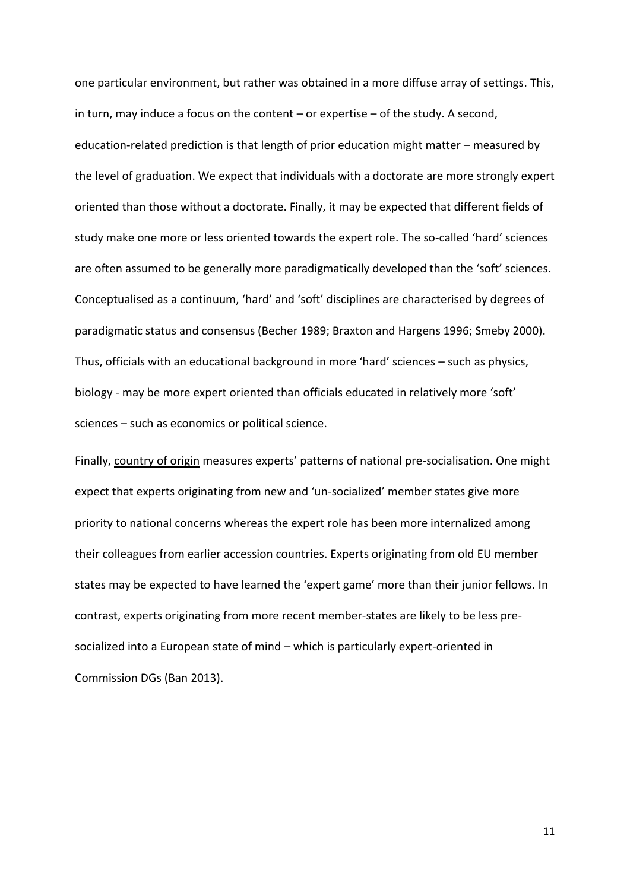one particular environment, but rather was obtained in a more diffuse array of settings. This, in turn, may induce a focus on the content – or expertise – of the study. A second, education-related prediction is that length of prior education might matter – measured by the level of graduation. We expect that individuals with a doctorate are more strongly expert oriented than those without a doctorate. Finally, it may be expected that different fields of study make one more or less oriented towards the expert role. The so-called 'hard' sciences are often assumed to be generally more paradigmatically developed than the 'soft' sciences. Conceptualised as a continuum, 'hard' and 'soft' disciplines are characterised by degrees of paradigmatic status and consensus (Becher 1989; Braxton and Hargens 1996; Smeby 2000). Thus, officials with an educational background in more 'hard' sciences – such as physics, biology - may be more expert oriented than officials educated in relatively more 'soft' sciences – such as economics or political science.

Finally, <u>country of origin</u> measures experts' patterns of national pre-socialisation. One might expect that experts originating from new and 'un-socialized' member states give more priority to national concerns whereas the expert role has been more internalized among their colleagues from earlier accession countries. Experts originating from old EU member states may be expected to have learned the 'expert game' more than their junior fellows. In contrast, experts originating from more recent member-states are likely to be less pre-socialized into a European state of mind – which is particularly expert-oriented in Commission DGs (Ban 2013).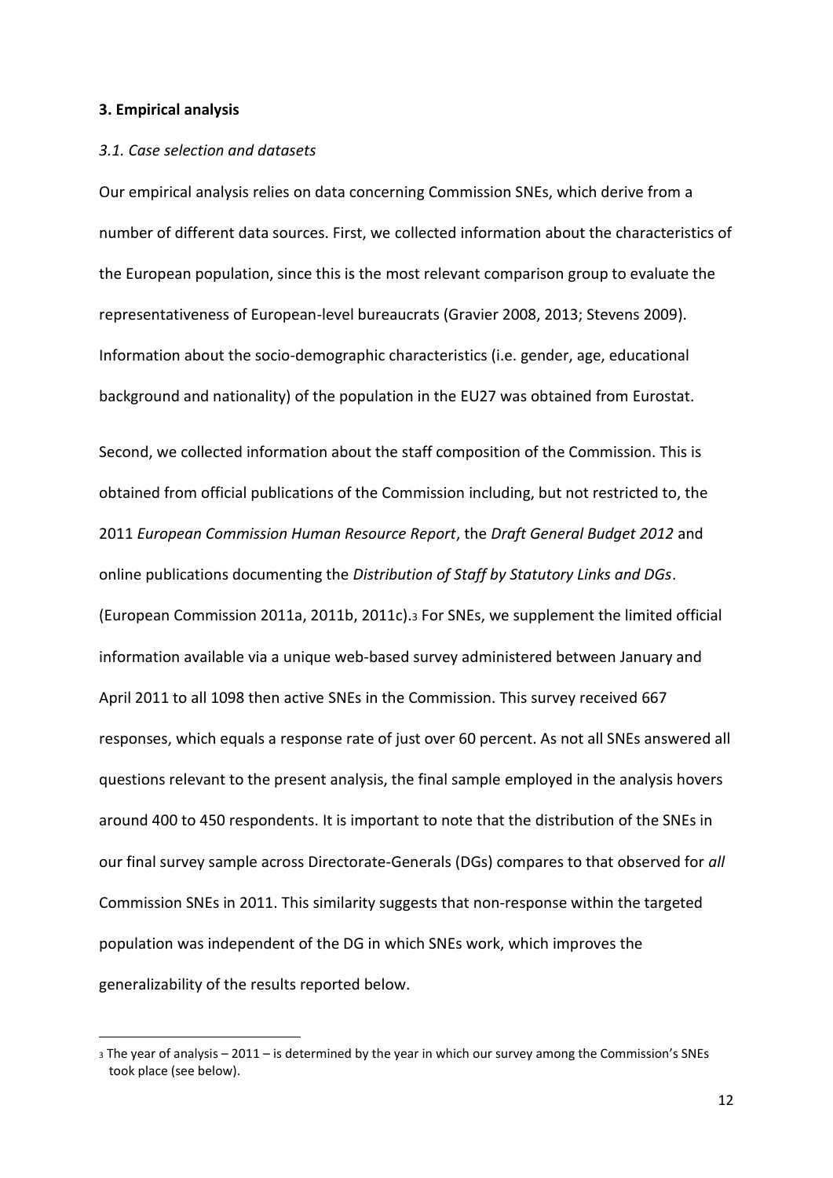### 3. Empirical analysis

#### *3.1. Case selection and datasets*

Our empirical analysis relies on data concerning Commission SNEs, which derive from a number of different data sources. First, we collected information about the characteristics of the European population, since this is the most relevant comparison group to evaluate the representativeness of European-level bureaucrats (Gravier 2008, 2013; Stevens 2009). Information about the socio-demographic characteristics (i.e. gender, age, educational background and nationality) of the population in the EU27 was obtained from Eurostat.

Second, we collected information about the staff composition of the Commission. This is obtained from official publications of the Commission including, but not restricted to, the 2011 *European Commission Human Resource Report*, the *Draft General Budget 2012* and online publications documenting the *Distribution of Staff by Statutory Links and DGs*. (European Commission 2011a, 2011b, 2011c).[3] For SNEs, we supplement the limited official information available via a unique web-based survey administered between January and April 2011 to all 1098 then active SNEs in the Commission. This survey received 667 responses, which equals a response rate of just over 60 percent. As not all SNEs answered all questions relevant to the present analysis, the final sample employed in the analysis hovers around 400 to 450 respondents. It is important to note that the distribution of the SNEs in our final survey sample across Directorate-Generals (DGs) compares to that observed for *all* Commission SNEs in 2011. This similarity suggests that non-response within the targeted population was independent of the DG in which SNEs work, which improves the generalizability of the results reported below.

[3] The year of analysis – 2011 – is determined by the year in which our survey among the Commission's SNEs took place (see below).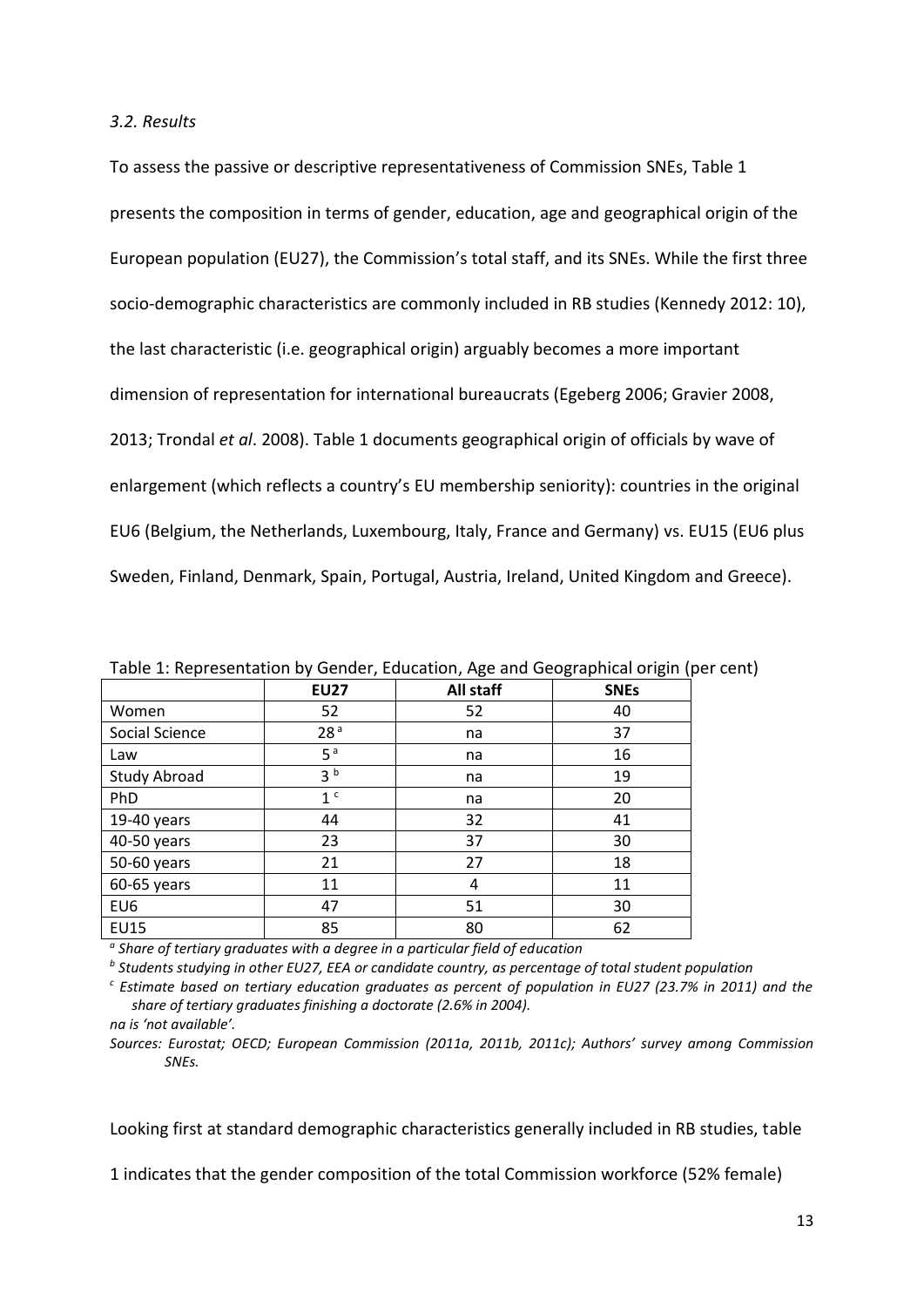### *3.2. Results*

To assess the passive or descriptive representativeness of Commission SNEs, Table 1 presents the composition in terms of gender, education, age and geographical origin of the European population (EU27), the Commission's total staff, and its SNEs. While the first three socio-demographic characteristics are commonly included in RB studies (Kennedy 2012: 10), the last characteristic (i.e. geographical origin) arguably becomes a more important dimension of representation for international bureaucrats (Egeberg 2006; Gravier 2008, 2013; Trondal *et al*. 2008). Table 1 documents geographical origin of officials by wave of enlargement (which reflects a country's EU membership seniority): countries in the original EU6 (Belgium, the Netherlands, Luxembourg, Italy, France and Germany) vs. EU15 (EU6 plus Sweden, Finland, Denmark, Spain, Portugal, Austria, Ireland, United Kingdom and Greece).

Table 1: Representation by Gender, Education, Age and Geographical origin (per cent)

| | **EU27** | **All staff** | **SNEs** |
|---|---|---|---|
| Women | 52 | 52 | 40 |
| Social Science | 28 [a] | na | 37 |
| Law | 5 [a] | na | 16 |
| Study Abroad | 3 [b] | na | 19 |
| PhD | 1 [c] | na | 20 |
| 19-40 years | 44 | 32 | 41 |
| 40-50 years | 23 | 37 | 30 |
| 50-60 years | 21 | 27 | 18 |
| 60-65 years | 11 | 4 | 11 |
| EU6 | 47 | 51 | 30 |
| EU15 | 85 | 80 | 62 |

[a] *Share of tertiary graduates with a degree in a particular field of education*

[b] *Students studying in other EU27, EEA or candidate country, as percentage of total student population*

[c] *Estimate based on tertiary education graduates as percent of population in EU27 (23.7% in 2011) and the share of tertiary graduates finishing a doctorate (2.6% in 2004).*

*na is 'not available'.*

*Sources: Eurostat; OECD; European Commission (2011a, 2011b, 2011c); Authors' survey among Commission SNEs.*

Looking first at standard demographic characteristics generally included in RB studies, table 1 indicates that the gender composition of the total Commission workforce (52% female)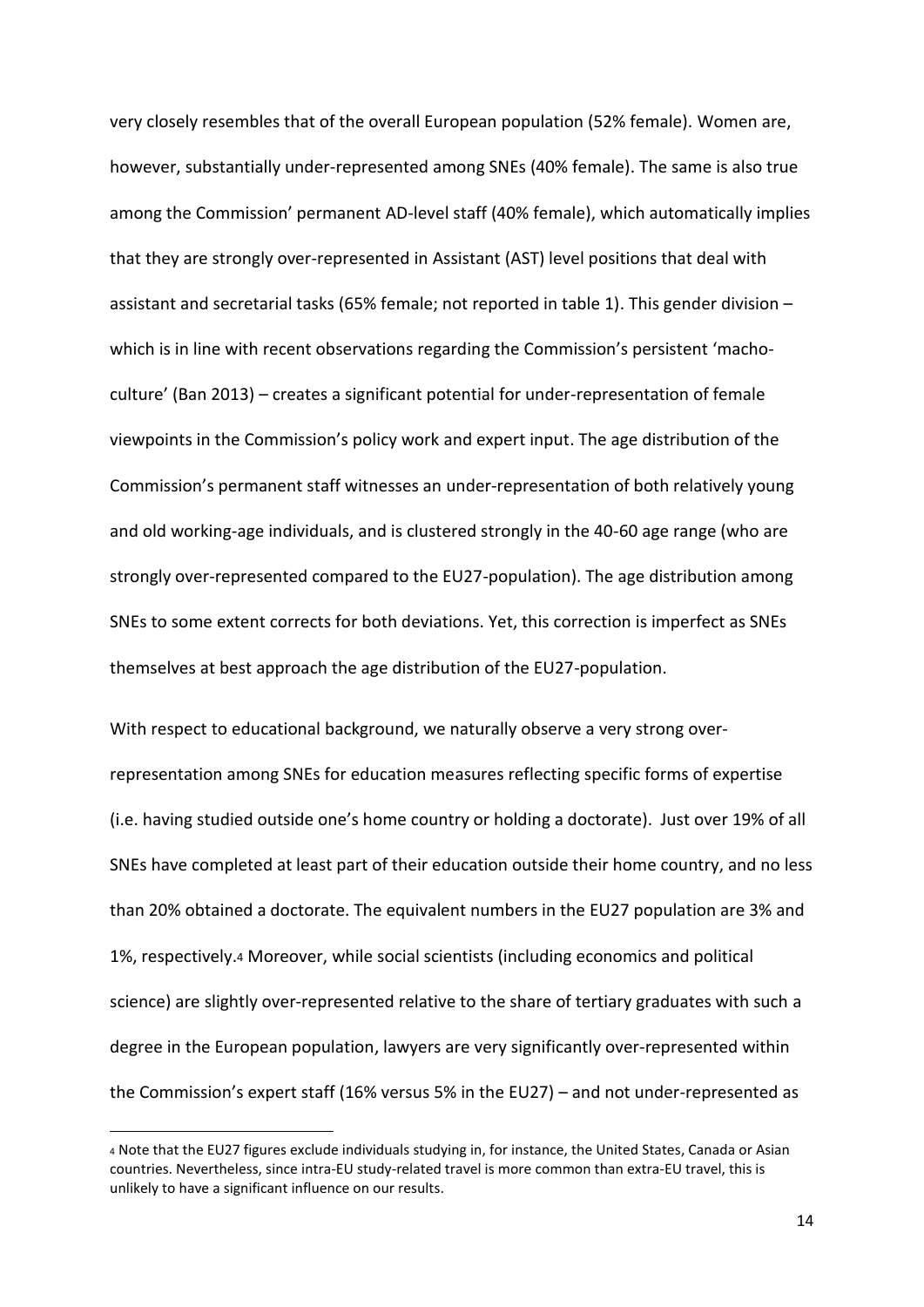very closely resembles that of the overall European population (52% female). Women are, however, substantially under-represented among SNEs (40% female). The same is also true among the Commission' permanent AD-level staff (40% female), which automatically implies that they are strongly over-represented in Assistant (AST) level positions that deal with assistant and secretarial tasks (65% female; not reported in table 1). This gender division – which is in line with recent observations regarding the Commission's persistent 'macho-culture' (Ban 2013) – creates a significant potential for under-representation of female viewpoints in the Commission's policy work and expert input. The age distribution of the Commission's permanent staff witnesses an under-representation of both relatively young and old working-age individuals, and is clustered strongly in the 40-60 age range (who are strongly over-represented compared to the EU27-population). The age distribution among SNEs to some extent corrects for both deviations. Yet, this correction is imperfect as SNEs themselves at best approach the age distribution of the EU27-population.

With respect to educational background, we naturally observe a very strong over-representation among SNEs for education measures reflecting specific forms of expertise (i.e. having studied outside one's home country or holding a doctorate). Just over 19% of all SNEs have completed at least part of their education outside their home country, and no less than 20% obtained a doctorate. The equivalent numbers in the EU27 population are 3% and 1%, respectively.[4] Moreover, while social scientists (including economics and political science) are slightly over-represented relative to the share of tertiary graduates with such a degree in the European population, lawyers are very significantly over-represented within the Commission's expert staff (16% versus 5% in the EU27) – and not under-represented as

[4] Note that the EU27 figures exclude individuals studying in, for instance, the United States, Canada or Asian countries. Nevertheless, since intra-EU study-related travel is more common than extra-EU travel, this is unlikely to have a significant influence on our results.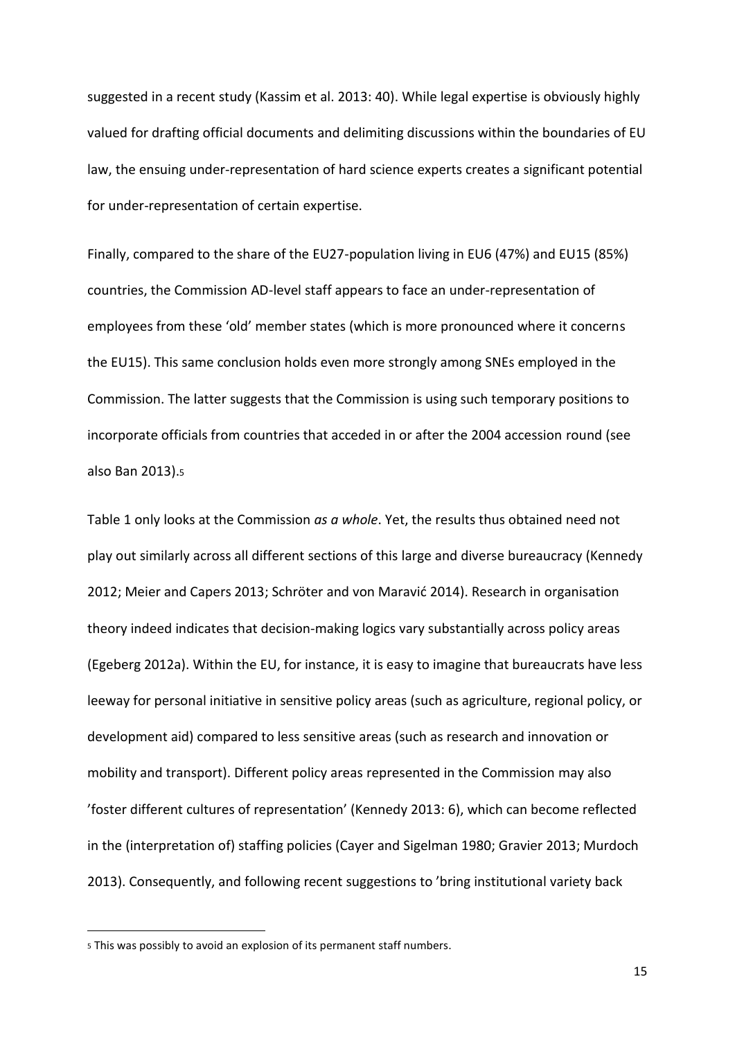suggested in a recent study (Kassim et al. 2013: 40). While legal expertise is obviously highly valued for drafting official documents and delimiting discussions within the boundaries of EU law, the ensuing under-representation of hard science experts creates a significant potential for under-representation of certain expertise.

Finally, compared to the share of the EU27-population living in EU6 (47%) and EU15 (85%) countries, the Commission AD-level staff appears to face an under-representation of employees from these 'old' member states (which is more pronounced where it concerns the EU15). This same conclusion holds even more strongly among SNEs employed in the Commission. The latter suggests that the Commission is using such temporary positions to incorporate officials from countries that acceded in or after the 2004 accession round (see also Ban 2013).[5]

Table 1 only looks at the Commission *as a whole*. Yet, the results thus obtained need not play out similarly across all different sections of this large and diverse bureaucracy (Kennedy 2012; Meier and Capers 2013; Schröter and von Maravić 2014). Research in organisation theory indeed indicates that decision-making logics vary substantially across policy areas (Egeberg 2012a). Within the EU, for instance, it is easy to imagine that bureaucrats have less leeway for personal initiative in sensitive policy areas (such as agriculture, regional policy, or development aid) compared to less sensitive areas (such as research and innovation or mobility and transport). Different policy areas represented in the Commission may also 'foster different cultures of representation' (Kennedy 2013: 6), which can become reflected in the (interpretation of) staffing policies (Cayer and Sigelman 1980; Gravier 2013; Murdoch 2013). Consequently, and following recent suggestions to 'bring institutional variety back

[5] This was possibly to avoid an explosion of its permanent staff numbers.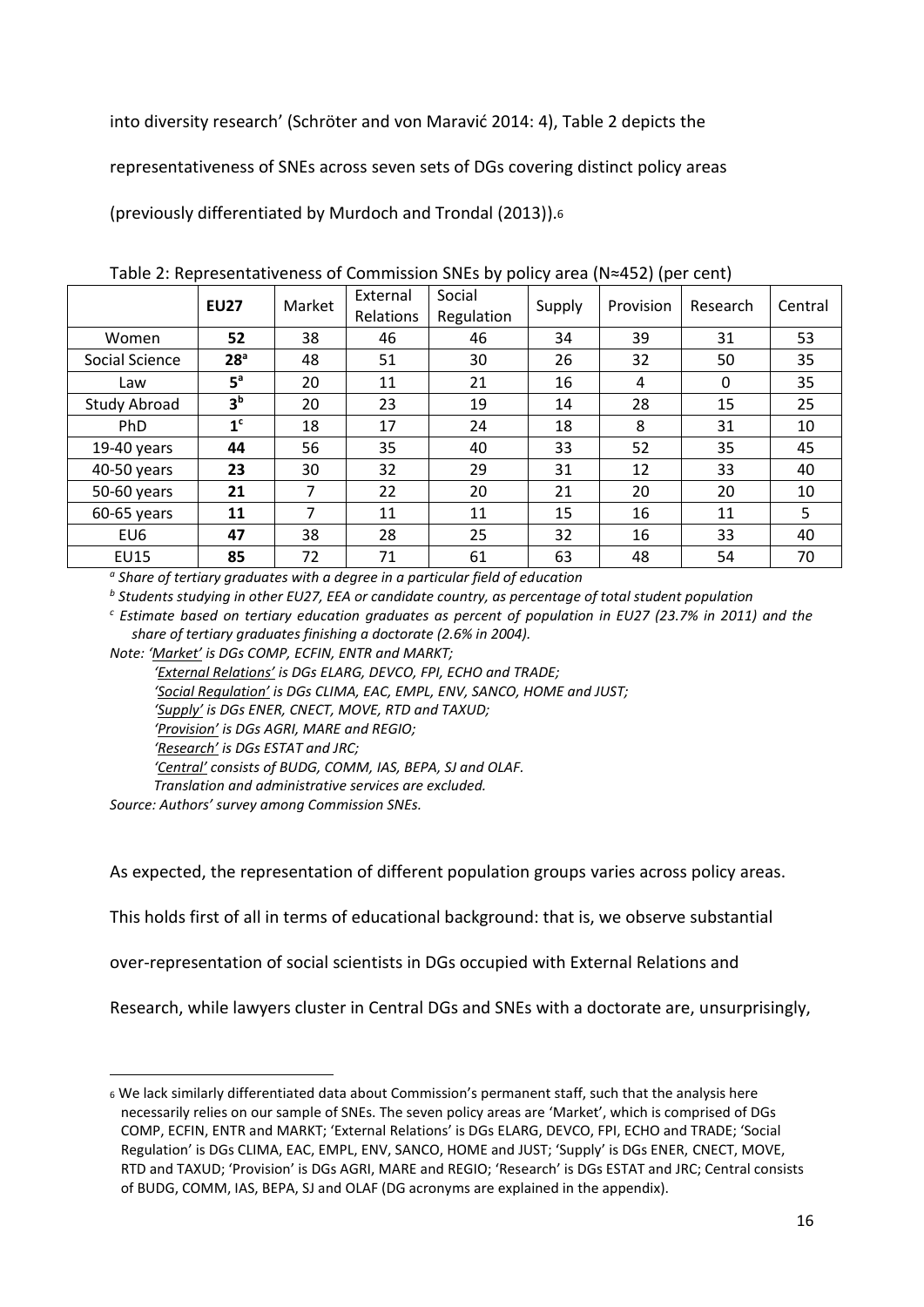into diversity research' (Schröter and von Maravić 2014: 4), Table 2 depicts the representativeness of SNEs across seven sets of DGs covering distinct policy areas (previously differentiated by Murdoch and Trondal (2013)).[6]

Table 2: Representativeness of Commission SNEs by policy area (N≈452) (per cent)

| | **EU27** | Market | External Relations | Social Regulation | Supply | Provision | Research | Central |
|---|---|---|---|---|---|---|---|---|
| Women | **52** | 38 | 46 | 46 | 34 | 39 | 31 | 53 |
| Social Science | **28**[a] | 48 | 51 | 30 | 26 | 32 | 50 | 35 |
| Law | **5**[a] | 20 | 11 | 21 | 16 | 4 | 0 | 35 |
| Study Abroad | **3**[b] | 20 | 23 | 19 | 14 | 28 | 15 | 25 |
| PhD | **1**[c] | 18 | 17 | 24 | 18 | 8 | 31 | 10 |
| 19-40 years | **44** | 56 | 35 | 40 | 33 | 52 | 35 | 45 |
| 40-50 years | **23** | 30 | 32 | 29 | 31 | 12 | 33 | 40 |
| 50-60 years | **21** | 7 | 22 | 20 | 21 | 20 | 20 | 10 |
| 60-65 years | **11** | 7 | 11 | 11 | 15 | 16 | 11 | 5 |
| EU6 | **47** | 38 | 28 | 25 | 32 | 16 | 33 | 40 |
| EU15 | **85** | 72 | 71 | 61 | 63 | 48 | 54 | 70 |

[a] *Share of tertiary graduates with a degree in a particular field of education*

[b] *Students studying in other EU27, EEA or candidate country, as percentage of total student population*

[c] *Estimate based on tertiary education graduates as percent of population in EU27 (23.7% in 2011) and the share of tertiary graduates finishing a doctorate (2.6% in 2004).*

*Note: 'Market' is DGs COMP, ECFIN, ENTR and MARKT;*
*'External Relations' is DGs ELARG, DEVCO, FPI, ECHO and TRADE;*
*'Social Regulation' is DGs CLIMA, EAC, EMPL, ENV, SANCO, HOME and JUST;*
*'Supply' is DGs ENER, CNECT, MOVE, RTD and TAXUD;*
*'Provision' is DGs AGRI, MARE and REGIO;*
*'Research' is DGs ESTAT and JRC;*
*'Central' consists of BUDG, COMM, IAS, BEPA, SJ and OLAF.*
*Translation and administrative services are excluded.*

*Source: Authors' survey among Commission SNEs.*

As expected, the representation of different population groups varies across policy areas. This holds first of all in terms of educational background: that is, we observe substantial over-representation of social scientists in DGs occupied with External Relations and Research, while lawyers cluster in Central DGs and SNEs with a doctorate are, unsurprisingly,

[6] We lack similarly differentiated data about Commission's permanent staff, such that the analysis here necessarily relies on our sample of SNEs. The seven policy areas are 'Market', which is comprised of DGs COMP, ECFIN, ENTR and MARKT; 'External Relations' is DGs ELARG, DEVCO, FPI, ECHO and TRADE; 'Social Regulation' is DGs CLIMA, EAC, EMPL, ENV, SANCO, HOME and JUST; 'Supply' is DGs ENER, CNECT, MOVE, RTD and TAXUD; 'Provision' is DGs AGRI, MARE and REGIO; 'Research' is DGs ESTAT and JRC; Central consists of BUDG, COMM, IAS, BEPA, SJ and OLAF (DG acronyms are explained in the appendix).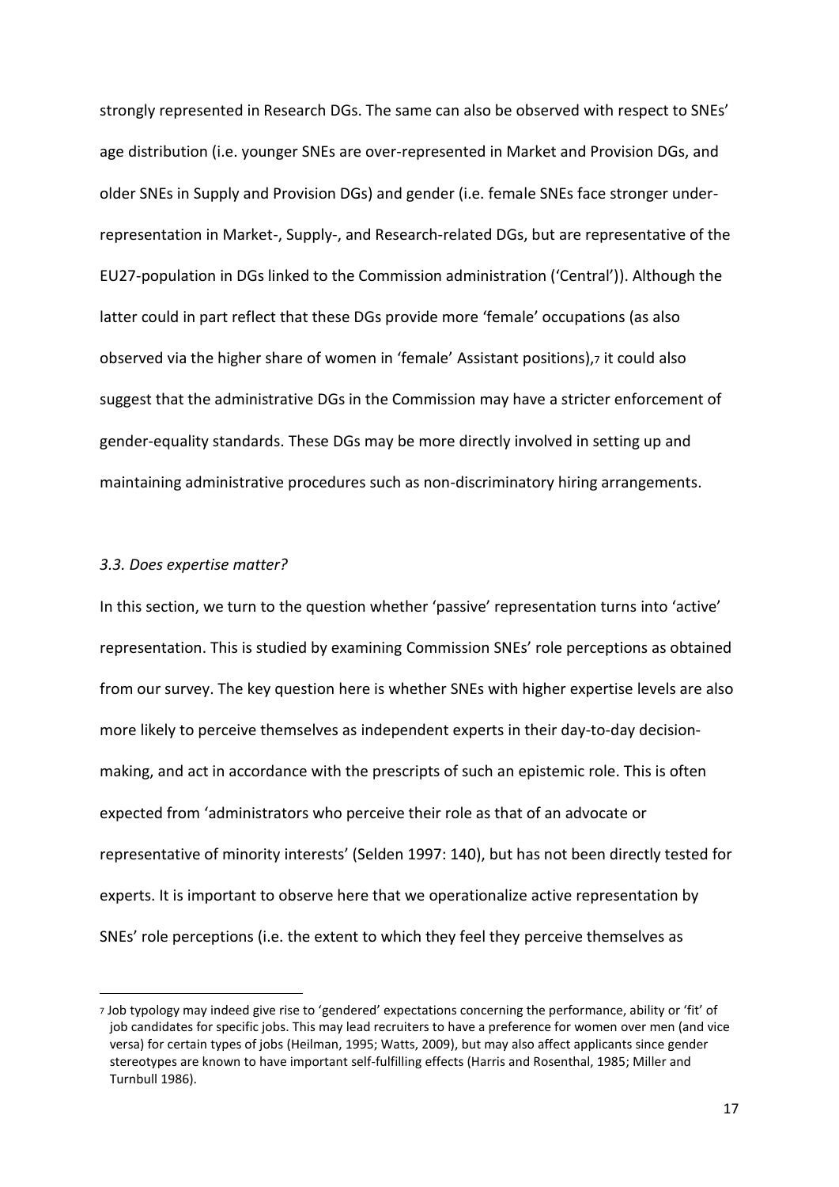strongly represented in Research DGs. The same can also be observed with respect to SNEs' age distribution (i.e. younger SNEs are over-represented in Market and Provision DGs, and older SNEs in Supply and Provision DGs) and gender (i.e. female SNEs face stronger under-representation in Market-, Supply-, and Research-related DGs, but are representative of the EU27-population in DGs linked to the Commission administration ('Central')). Although the latter could in part reflect that these DGs provide more 'female' occupations (as also observed via the higher share of women in 'female' Assistant positions),[7] it could also suggest that the administrative DGs in the Commission may have a stricter enforcement of gender-equality standards. These DGs may be more directly involved in setting up and maintaining administrative procedures such as non-discriminatory hiring arrangements.

### *3.3. Does expertise matter?*

In this section, we turn to the question whether 'passive' representation turns into 'active' representation. This is studied by examining Commission SNEs' role perceptions as obtained from our survey. The key question here is whether SNEs with higher expertise levels are also more likely to perceive themselves as independent experts in their day-to-day decision-making, and act in accordance with the prescripts of such an epistemic role. This is often expected from 'administrators who perceive their role as that of an advocate or representative of minority interests' (Selden 1997: 140), but has not been directly tested for experts. It is important to observe here that we operationalize active representation by SNEs' role perceptions (i.e. the extent to which they feel they perceive themselves as

[7] Job typology may indeed give rise to 'gendered' expectations concerning the performance, ability or 'fit' of job candidates for specific jobs. This may lead recruiters to have a preference for women over men (and vice versa) for certain types of jobs (Heilman, 1995; Watts, 2009), but may also affect applicants since gender stereotypes are known to have important self-fulfilling effects (Harris and Rosenthal, 1985; Miller and Turnbull 1986).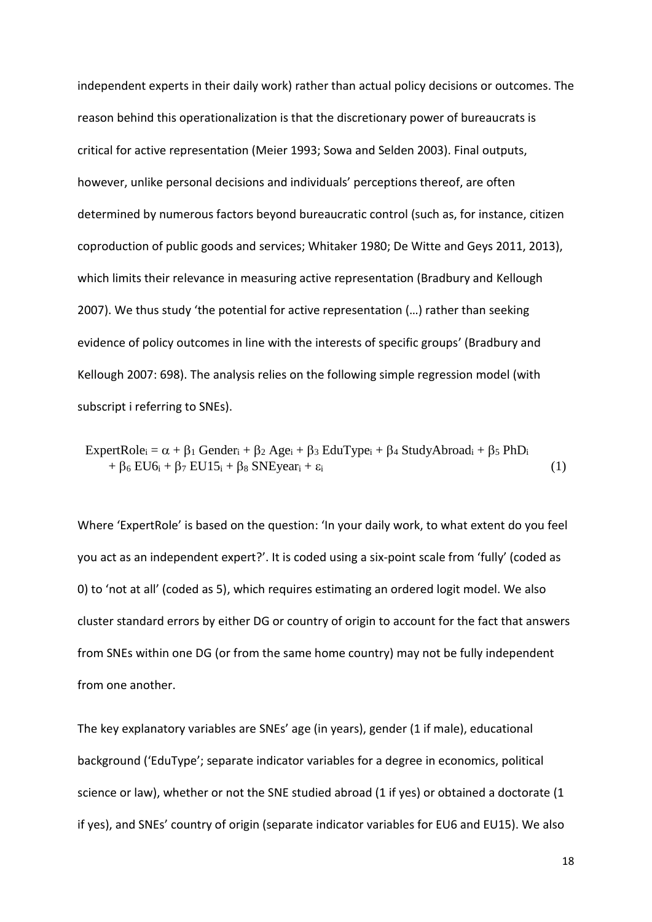independent experts in their daily work) rather than actual policy decisions or outcomes. The reason behind this operationalization is that the discretionary power of bureaucrats is critical for active representation (Meier 1993; Sowa and Selden 2003). Final outputs, however, unlike personal decisions and individuals' perceptions thereof, are often determined by numerous factors beyond bureaucratic control (such as, for instance, citizen coproduction of public goods and services; Whitaker 1980; De Witte and Geys 2011, 2013), which limits their relevance in measuring active representation (Bradbury and Kellough 2007). We thus study 'the potential for active representation (…) rather than seeking evidence of policy outcomes in line with the interests of specific groups' (Bradbury and Kellough 2007: 698). The analysis relies on the following simple regression model (with subscript i referring to SNEs).

$$\begin{aligned} \text{ExpertRole}_i = \alpha + \beta_1 \text{ Gender}_i + \beta_2 \text{ Age}_i + \beta_3 \text{ EduType}_i + \beta_4 \text{ StudyAbroad}_i + \beta_5 \text{ PhD}_i \\ + \beta_6 \text{ EU6}_i + \beta_7 \text{ EU15}_i + \beta_8 \text{ SNEyear}_i + \varepsilon_i \end{aligned} \tag{1}$$

Where 'ExpertRole' is based on the question: 'In your daily work, to what extent do you feel you act as an independent expert?'. It is coded using a six-point scale from 'fully' (coded as 0) to 'not at all' (coded as 5), which requires estimating an ordered logit model. We also cluster standard errors by either DG or country of origin to account for the fact that answers from SNEs within one DG (or from the same home country) may not be fully independent from one another.

The key explanatory variables are SNEs' age (in years), gender (1 if male), educational background ('EduType'; separate indicator variables for a degree in economics, political science or law), whether or not the SNE studied abroad (1 if yes) or obtained a doctorate (1 if yes), and SNEs' country of origin (separate indicator variables for EU6 and EU15). We also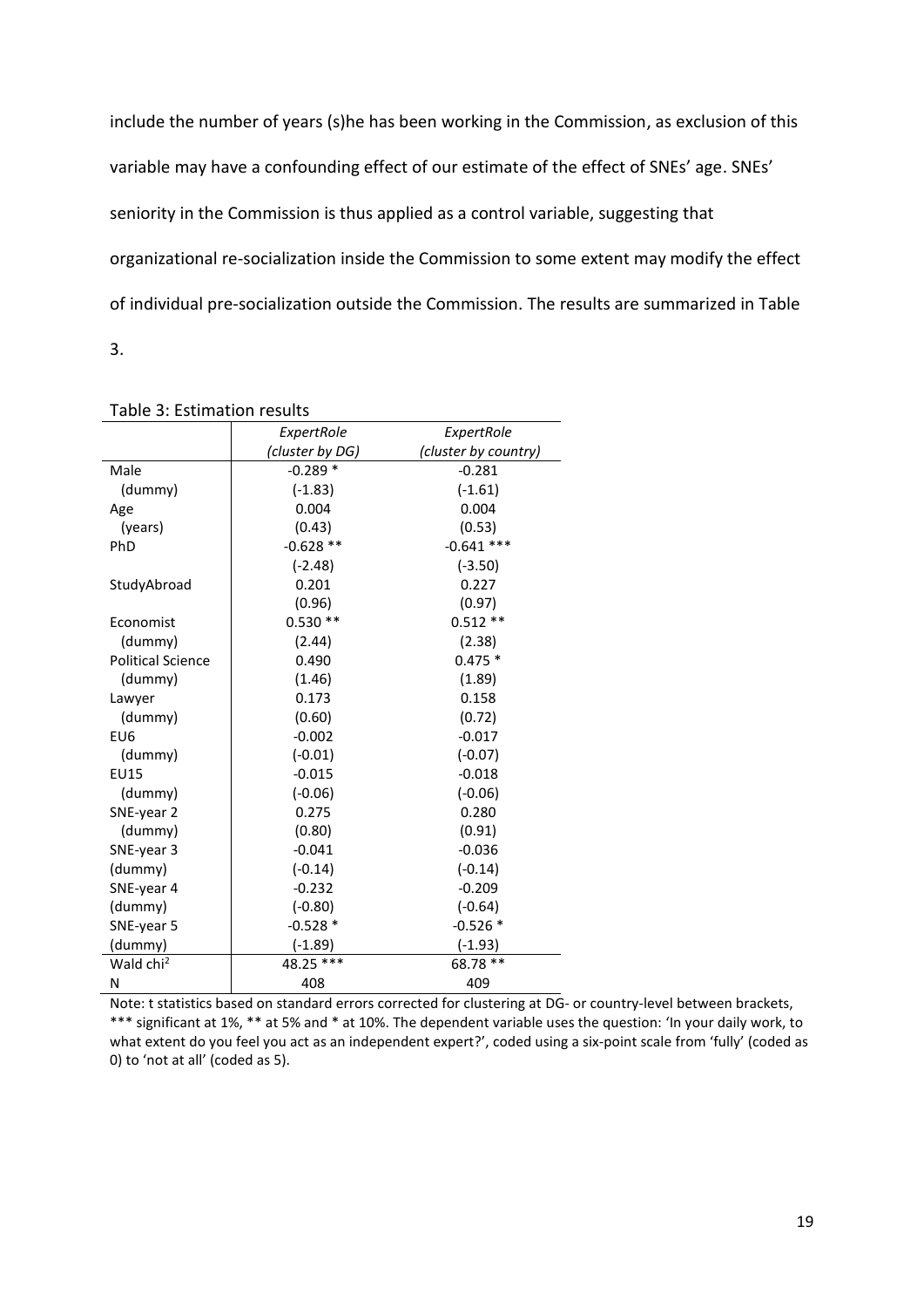include the number of years (s)he has been working in the Commission, as exclusion of this variable may have a confounding effect of our estimate of the effect of SNEs' age. SNEs' seniority in the Commission is thus applied as a control variable, suggesting that organizational re-socialization inside the Commission to some extent may modify the effect of individual pre-socialization outside the Commission. The results are summarized in Table 3.

Table 3: Estimation results

| | *ExpertRole* *(cluster by DG)* | *ExpertRole* *(cluster by country)* |
|---|---|---|
| Male | -0.289 * | -0.281 |
| (dummy) | (-1.83) | (-1.61) |
| Age | 0.004 | 0.004 |
| (years) | (0.43) | (0.53) |
| PhD | -0.628 ** | -0.641 *** |
| | (-2.48) | (-3.50) |
| StudyAbroad | 0.201 | 0.227 |
| | (0.96) | (0.97) |
| Economist | 0.530 ** | 0.512 ** |
| (dummy) | (2.44) | (2.38) |
| Political Science | 0.490 | 0.475 * |
| (dummy) | (1.46) | (1.89) |
| Lawyer | 0.173 | 0.158 |
| (dummy) | (0.60) | (0.72) |
| EU6 | -0.002 | -0.017 |
| (dummy) | (-0.01) | (-0.07) |
| EU15 | -0.015 | -0.018 |
| (dummy) | (-0.06) | (-0.06) |
| SNE-year 2 | 0.275 | 0.280 |
| (dummy) | (0.80) | (0.91) |
| SNE-year 3 | -0.041 | -0.036 |
| (dummy) | (-0.14) | (-0.14) |
| SNE-year 4 | -0.232 | -0.209 |
| (dummy) | (-0.80) | (-0.64) |
| SNE-year 5 | -0.528 * | -0.526 * |
| (dummy) | (-1.89) | (-1.93) |
| Wald chi$^2$ | 48.25 *** | 68.78 ** |
| N | 408 | 409 |

Note: t statistics based on standard errors corrected for clustering at DG- or country-level between brackets, *** significant at 1%, ** at 5% and * at 10%. The dependent variable uses the question: 'In your daily work, to what extent do you feel you act as an independent expert?', coded using a six-point scale from 'fully' (coded as 0) to 'not at all' (coded as 5).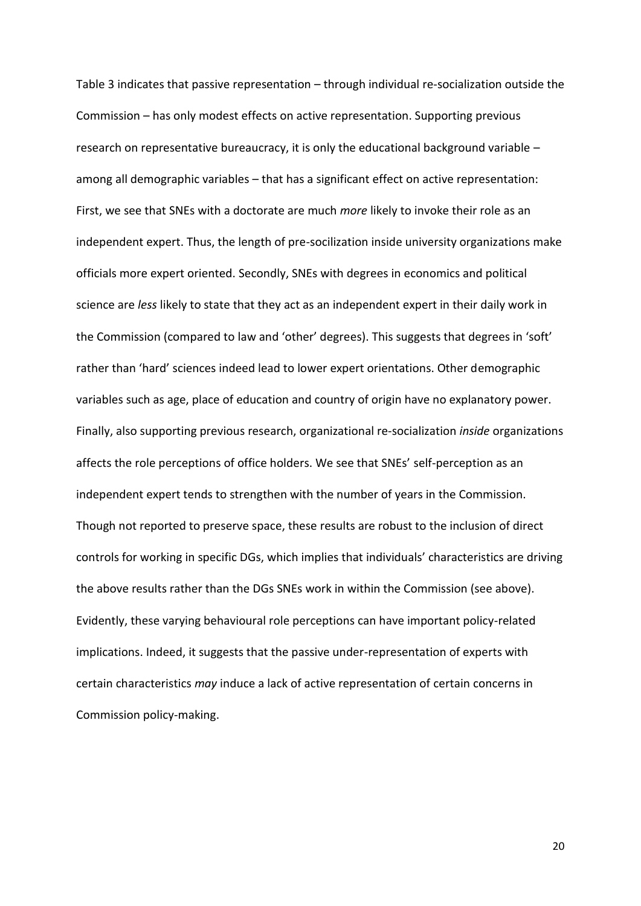Table 3 indicates that passive representation – through individual re-socialization outside the Commission – has only modest effects on active representation. Supporting previous research on representative bureaucracy, it is only the educational background variable – among all demographic variables – that has a significant effect on active representation: First, we see that SNEs with a doctorate are much *more* likely to invoke their role as an independent expert. Thus, the length of pre-socilization inside university organizations make officials more expert oriented. Secondly, SNEs with degrees in economics and political science are *less* likely to state that they act as an independent expert in their daily work in the Commission (compared to law and 'other' degrees). This suggests that degrees in 'soft' rather than 'hard' sciences indeed lead to lower expert orientations. Other demographic variables such as age, place of education and country of origin have no explanatory power. Finally, also supporting previous research, organizational re-socialization *inside* organizations affects the role perceptions of office holders. We see that SNEs' self-perception as an independent expert tends to strengthen with the number of years in the Commission. Though not reported to preserve space, these results are robust to the inclusion of direct controls for working in specific DGs, which implies that individuals' characteristics are driving the above results rather than the DGs SNEs work in within the Commission (see above). Evidently, these varying behavioural role perceptions can have important policy-related implications. Indeed, it suggests that the passive under-representation of experts with certain characteristics *may* induce a lack of active representation of certain concerns in Commission policy-making.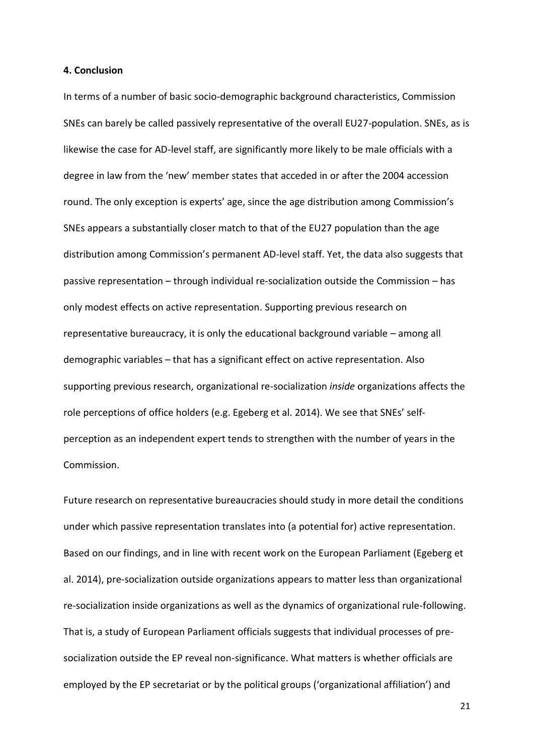#### 4. Conclusion

In terms of a number of basic socio-demographic background characteristics, Commission SNEs can barely be called passively representative of the overall EU27-population. SNEs, as is likewise the case for AD-level staff, are significantly more likely to be male officials with a degree in law from the 'new' member states that acceded in or after the 2004 accession round. The only exception is experts' age, since the age distribution among Commission's SNEs appears a substantially closer match to that of the EU27 population than the age distribution among Commission's permanent AD-level staff. Yet, the data also suggests that passive representation – through individual re-socialization outside the Commission – has only modest effects on active representation. Supporting previous research on representative bureaucracy, it is only the educational background variable – among all demographic variables – that has a significant effect on active representation. Also supporting previous research, organizational re-socialization *inside* organizations affects the role perceptions of office holders (e.g. Egeberg et al. 2014). We see that SNEs' self-perception as an independent expert tends to strengthen with the number of years in the Commission.

Future research on representative bureaucracies should study in more detail the conditions under which passive representation translates into (a potential for) active representation. Based on our findings, and in line with recent work on the European Parliament (Egeberg et al. 2014), pre-socialization outside organizations appears to matter less than organizational re-socialization inside organizations as well as the dynamics of organizational rule-following. That is, a study of European Parliament officials suggests that individual processes of pre-socialization outside the EP reveal non-significance. What matters is whether officials are employed by the EP secretariat or by the political groups ('organizational affiliation') and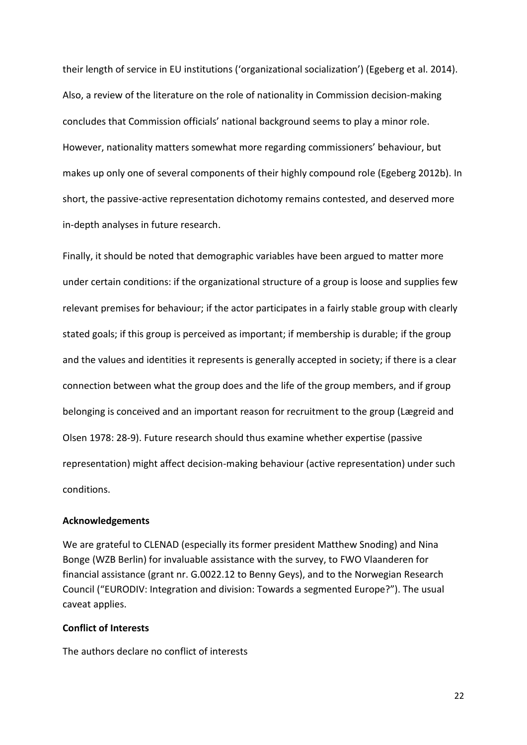their length of service in EU institutions ('organizational socialization') (Egeberg et al. 2014). Also, a review of the literature on the role of nationality in Commission decision-making concludes that Commission officials' national background seems to play a minor role. However, nationality matters somewhat more regarding commissioners' behaviour, but makes up only one of several components of their highly compound role (Egeberg 2012b). In short, the passive-active representation dichotomy remains contested, and deserved more in-depth analyses in future research.

Finally, it should be noted that demographic variables have been argued to matter more under certain conditions: if the organizational structure of a group is loose and supplies few relevant premises for behaviour; if the actor participates in a fairly stable group with clearly stated goals; if this group is perceived as important; if membership is durable; if the group and the values and identities it represents is generally accepted in society; if there is a clear connection between what the group does and the life of the group members, and if group belonging is conceived and an important reason for recruitment to the group (Lægreid and Olsen 1978: 28-9). Future research should thus examine whether expertise (passive representation) might affect decision-making behaviour (active representation) under such conditions.

**Acknowledgements**

We are grateful to CLENAD (especially its former president Matthew Snoding) and Nina Bonge (WZB Berlin) for invaluable assistance with the survey, to FWO Vlaanderen for financial assistance (grant nr. G.0022.12 to Benny Geys), and to the Norwegian Research Council ("EURODIV: Integration and division: Towards a segmented Europe?"). The usual caveat applies.

**Conflict of Interests**

The authors declare no conflict of interests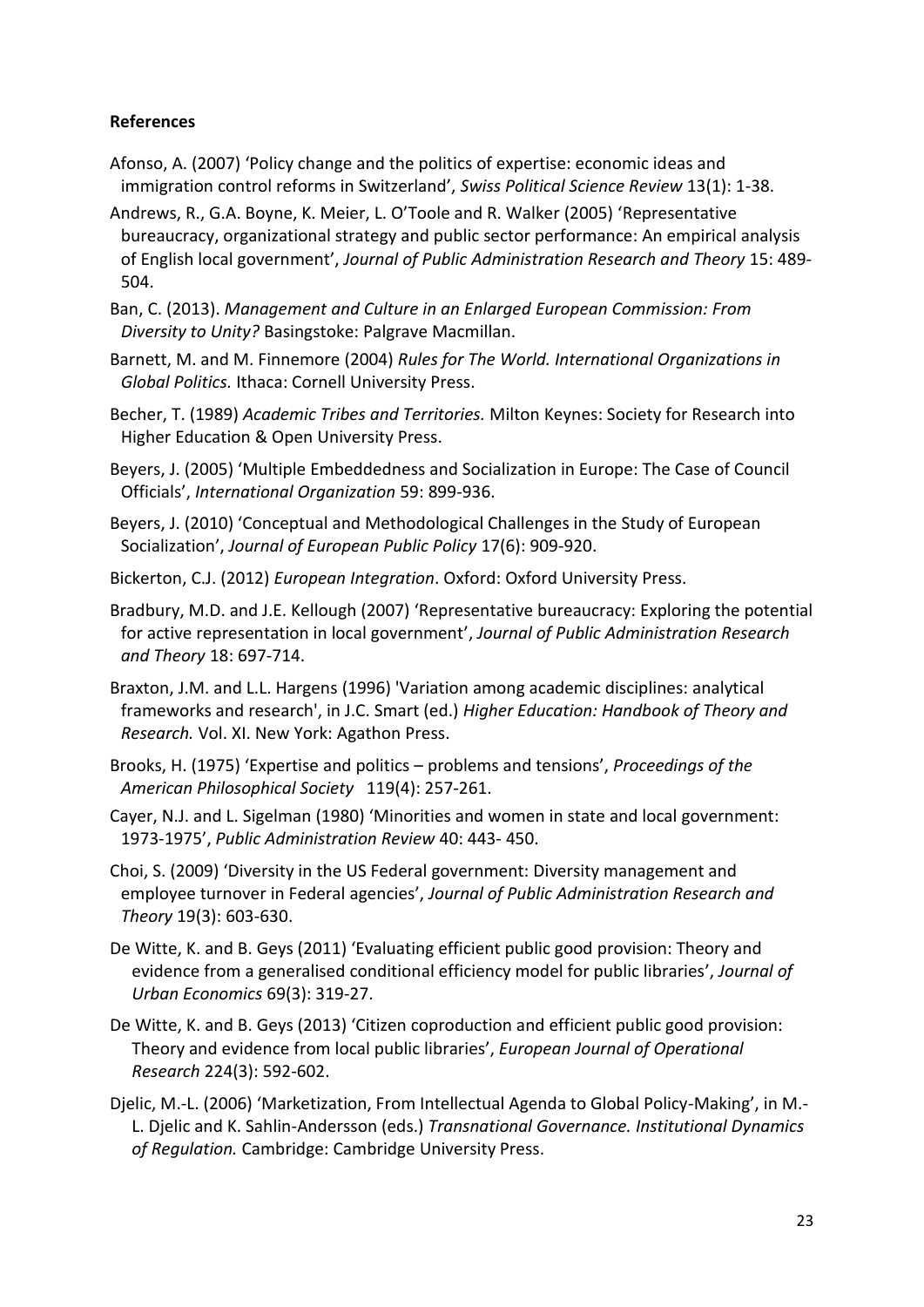**References**

Afonso, A. (2007) 'Policy change and the politics of expertise: economic ideas and immigration control reforms in Switzerland', *Swiss Political Science Review* 13(1): 1-38.

Andrews, R., G.A. Boyne, K. Meier, L. O'Toole and R. Walker (2005) 'Representative bureaucracy, organizational strategy and public sector performance: An empirical analysis of English local government', *Journal of Public Administration Research and Theory* 15: 489-504.

Ban, C. (2013). *Management and Culture in an Enlarged European Commission: From Diversity to Unity?* Basingstoke: Palgrave Macmillan.

Barnett, M. and M. Finnemore (2004) *Rules for The World. International Organizations in Global Politics.* Ithaca: Cornell University Press.

Becher, T. (1989) *Academic Tribes and Territories.* Milton Keynes: Society for Research into Higher Education & Open University Press.

Beyers, J. (2005) 'Multiple Embeddedness and Socialization in Europe: The Case of Council Officials', *International Organization* 59: 899-936.

Beyers, J. (2010) 'Conceptual and Methodological Challenges in the Study of European Socialization', *Journal of European Public Policy* 17(6): 909-920.

Bickerton, C.J. (2012) *European Integration*. Oxford: Oxford University Press.

Bradbury, M.D. and J.E. Kellough (2007) 'Representative bureaucracy: Exploring the potential for active representation in local government', *Journal of Public Administration Research and Theory* 18: 697-714.

Braxton, J.M. and L.L. Hargens (1996) 'Variation among academic disciplines: analytical frameworks and research', in J.C. Smart (ed.) *Higher Education: Handbook of Theory and Research.* Vol. XI. New York: Agathon Press.

Brooks, H. (1975) 'Expertise and politics – problems and tensions', *Proceedings of the American Philosophical Society* 119(4): 257-261.

Cayer, N.J. and L. Sigelman (1980) 'Minorities and women in state and local government: 1973-1975', *Public Administration Review* 40: 443- 450.

Choi, S. (2009) 'Diversity in the US Federal government: Diversity management and employee turnover in Federal agencies', *Journal of Public Administration Research and Theory* 19(3): 603-630.

De Witte, K. and B. Geys (2011) 'Evaluating efficient public good provision: Theory and evidence from a generalised conditional efficiency model for public libraries', *Journal of Urban Economics* 69(3): 319-27.

De Witte, K. and B. Geys (2013) 'Citizen coproduction and efficient public good provision: Theory and evidence from local public libraries', *European Journal of Operational Research* 224(3): 592-602.

Djelic, M.-L. (2006) 'Marketization, From Intellectual Agenda to Global Policy-Making', in M.-L. Djelic and K. Sahlin-Andersson (eds.) *Transnational Governance. Institutional Dynamics of Regulation.* Cambridge: Cambridge University Press.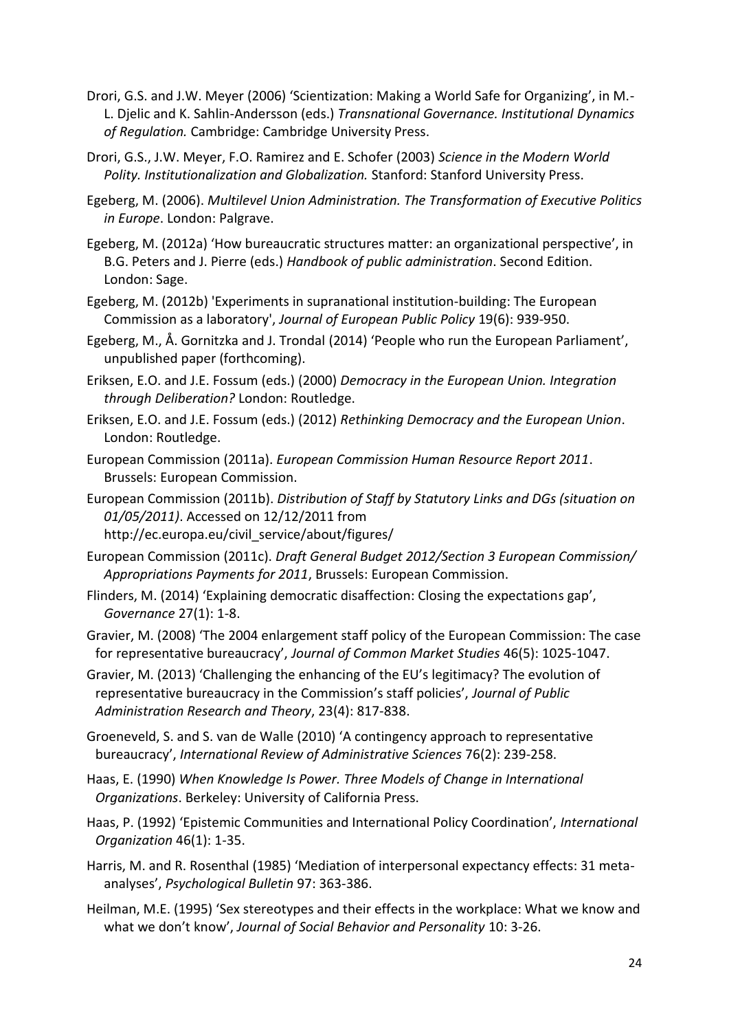Drori, G.S. and J.W. Meyer (2006) 'Scientization: Making a World Safe for Organizing', in M.-L. Djelic and K. Sahlin-Andersson (eds.) *Transnational Governance. Institutional Dynamics of Regulation.* Cambridge: Cambridge University Press.

Drori, G.S., J.W. Meyer, F.O. Ramirez and E. Schofer (2003) *Science in the Modern World Polity. Institutionalization and Globalization.* Stanford: Stanford University Press.

Egeberg, M. (2006). *Multilevel Union Administration. The Transformation of Executive Politics in Europe*. London: Palgrave.

Egeberg, M. (2012a) 'How bureaucratic structures matter: an organizational perspective', in B.G. Peters and J. Pierre (eds.) *Handbook of public administration*. Second Edition. London: Sage.

Egeberg, M. (2012b) 'Experiments in supranational institution-building: The European Commission as a laboratory', *Journal of European Public Policy* 19(6): 939-950.

Egeberg, M., Å. Gornitzka and J. Trondal (2014) 'People who run the European Parliament', unpublished paper (forthcoming).

Eriksen, E.O. and J.E. Fossum (eds.) (2000) *Democracy in the European Union. Integration through Deliberation?* London: Routledge.

Eriksen, E.O. and J.E. Fossum (eds.) (2012) *Rethinking Democracy and the European Union*. London: Routledge.

European Commission (2011a). *European Commission Human Resource Report 2011*. Brussels: European Commission.

European Commission (2011b). *Distribution of Staff by Statutory Links and DGs (situation on 01/05/2011)*. Accessed on 12/12/2011 from http://ec.europa.eu/civil_service/about/figures/

European Commission (2011c). *Draft General Budget 2012/Section 3 European Commission/ Appropriations Payments for 2011*, Brussels: European Commission.

Flinders, M. (2014) 'Explaining democratic disaffection: Closing the expectations gap', *Governance* 27(1): 1-8.

Gravier, M. (2008) 'The 2004 enlargement staff policy of the European Commission: The case for representative bureaucracy', *Journal of Common Market Studies* 46(5): 1025-1047.

Gravier, M. (2013) 'Challenging the enhancing of the EU's legitimacy? The evolution of representative bureaucracy in the Commission's staff policies', *Journal of Public Administration Research and Theory*, 23(4): 817-838.

Groeneveld, S. and S. van de Walle (2010) 'A contingency approach to representative bureaucracy', *International Review of Administrative Sciences* 76(2): 239-258.

Haas, E. (1990) *When Knowledge Is Power. Three Models of Change in International Organizations*. Berkeley: University of California Press.

Haas, P. (1992) 'Epistemic Communities and International Policy Coordination', *International Organization* 46(1): 1-35.

Harris, M. and R. Rosenthal (1985) 'Mediation of interpersonal expectancy effects: 31 meta-analyses', *Psychological Bulletin* 97: 363-386.

Heilman, M.E. (1995) 'Sex stereotypes and their effects in the workplace: What we know and what we don't know', *Journal of Social Behavior and Personality* 10: 3-26.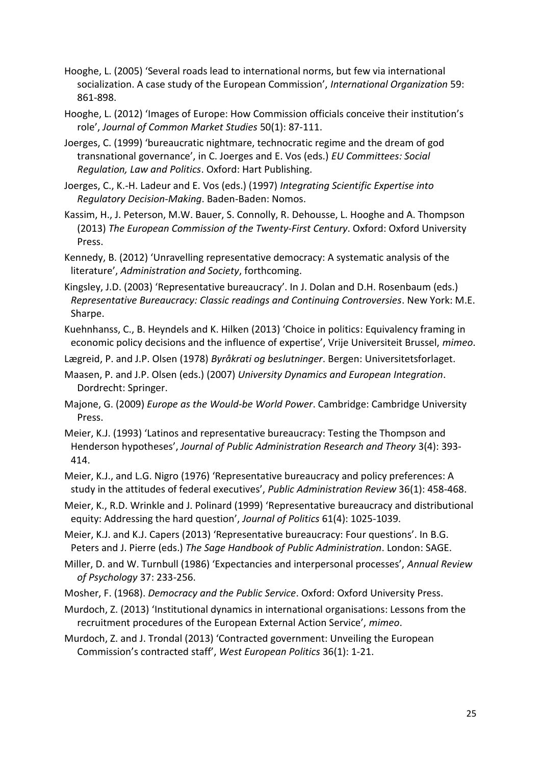Hooghe, L. (2005) 'Several roads lead to international norms, but few via international socialization. A case study of the European Commission', *International Organization* 59: 861-898.

Hooghe, L. (2012) 'Images of Europe: How Commission officials conceive their institution's role', *Journal of Common Market Studies* 50(1): 87-111.

Joerges, C. (1999) 'bureaucratic nightmare, technocratic regime and the dream of god transnational governance', in C. Joerges and E. Vos (eds.) *EU Committees: Social Regulation, Law and Politics*. Oxford: Hart Publishing.

Joerges, C., K.-H. Ladeur and E. Vos (eds.) (1997) *Integrating Scientific Expertise into Regulatory Decision-Making*. Baden-Baden: Nomos.

Kassim, H., J. Peterson, M.W. Bauer, S. Connolly, R. Dehousse, L. Hooghe and A. Thompson (2013) *The European Commission of the Twenty-First Century*. Oxford: Oxford University Press.

Kennedy, B. (2012) 'Unravelling representative democracy: A systematic analysis of the literature', *Administration and Society*, forthcoming.

Kingsley, J.D. (2003) 'Representative bureaucracy'. In J. Dolan and D.H. Rosenbaum (eds.) *Representative Bureaucracy: Classic readings and Continuing Controversies*. New York: M.E. Sharpe.

Kuehnhanss, C., B. Heyndels and K. Hilken (2013) 'Choice in politics: Equivalency framing in economic policy decisions and the influence of expertise', Vrije Universiteit Brussel, *mimeo*.

Lægreid, P. and J.P. Olsen (1978) *Byråkrati og beslutninger*. Bergen: Universitetsforlaget.

Maasen, P. and J.P. Olsen (eds.) (2007) *University Dynamics and European Integration*. Dordrecht: Springer.

Majone, G. (2009) *Europe as the Would-be World Power*. Cambridge: Cambridge University Press.

Meier, K.J. (1993) 'Latinos and representative bureaucracy: Testing the Thompson and Henderson hypotheses', *Journal of Public Administration Research and Theory* 3(4): 393-414.

Meier, K.J., and L.G. Nigro (1976) 'Representative bureaucracy and policy preferences: A study in the attitudes of federal executives', *Public Administration Review* 36(1): 458-468.

Meier, K., R.D. Wrinkle and J. Polinard (1999) 'Representative bureaucracy and distributional equity: Addressing the hard question', *Journal of Politics* 61(4): 1025-1039.

Meier, K.J. and K.J. Capers (2013) 'Representative bureaucracy: Four questions'. In B.G. Peters and J. Pierre (eds.) *The Sage Handbook of Public Administration*. London: SAGE.

Miller, D. and W. Turnbull (1986) 'Expectancies and interpersonal processes', *Annual Review of Psychology* 37: 233-256.

Mosher, F. (1968). *Democracy and the Public Service*. Oxford: Oxford University Press.

Murdoch, Z. (2013) 'Institutional dynamics in international organisations: Lessons from the recruitment procedures of the European External Action Service', *mimeo*.

Murdoch, Z. and J. Trondal (2013) 'Contracted government: Unveiling the European Commission's contracted staff', *West European Politics* 36(1): 1-21.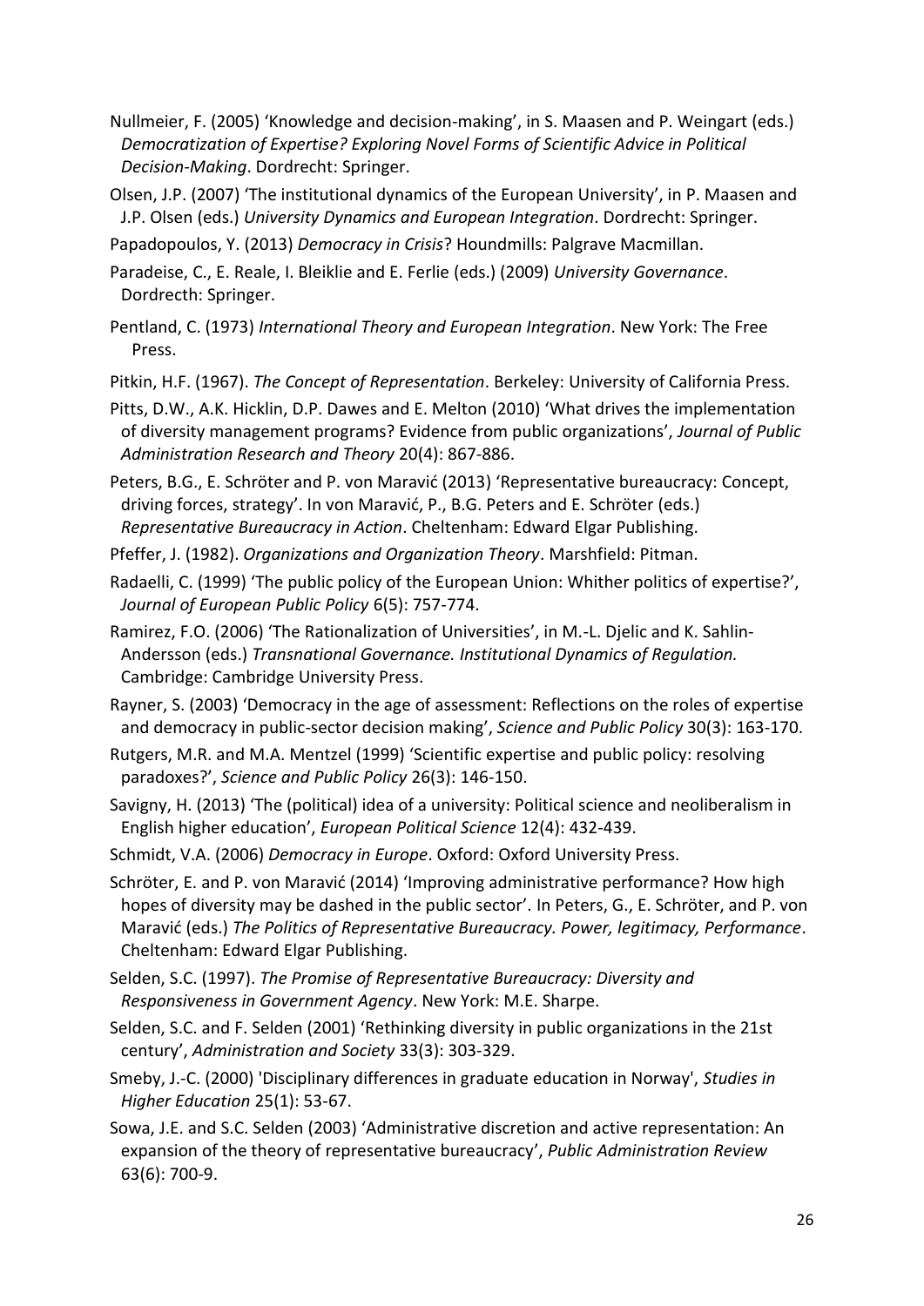Nullmeier, F. (2005) ‘Knowledge and decision-making’, in S. Maasen and P. Weingart (eds.) *Democratization of Expertise? Exploring Novel Forms of Scientific Advice in Political Decision-Making*. Dordrecht: Springer.

Olsen, J.P. (2007) ‘The institutional dynamics of the European University’, in P. Maasen and J.P. Olsen (eds.) *University Dynamics and European Integration*. Dordrecht: Springer.

Papadopoulos, Y. (2013) *Democracy in Crisis*? Houndmills: Palgrave Macmillan.

Paradeise, C., E. Reale, I. Bleiklie and E. Ferlie (eds.) (2009) *University Governance*. Dordrecth: Springer.

Pentland, C. (1973) *International Theory and European Integration*. New York: The Free Press.

Pitkin, H.F. (1967). *The Concept of Representation*. Berkeley: University of California Press.

Pitts, D.W., A.K. Hicklin, D.P. Dawes and E. Melton (2010) ‘What drives the implementation of diversity management programs? Evidence from public organizations’, *Journal of Public Administration Research and Theory* 20(4): 867-886.

Peters, B.G., E. Schröter and P. von Maravić (2013) ‘Representative bureaucracy: Concept, driving forces, strategy’. In von Maravić, P., B.G. Peters and E. Schröter (eds.) *Representative Bureaucracy in Action*. Cheltenham: Edward Elgar Publishing.

Pfeffer, J. (1982). *Organizations and Organization Theory*. Marshfield: Pitman.

Radaelli, C. (1999) ‘The public policy of the European Union: Whither politics of expertise?’, *Journal of European Public Policy* 6(5): 757-774.

Ramirez, F.O. (2006) ‘The Rationalization of Universities’, in M.-L. Djelic and K. Sahlin-Andersson (eds.) *Transnational Governance. Institutional Dynamics of Regulation.* Cambridge: Cambridge University Press.

Rayner, S. (2003) ‘Democracy in the age of assessment: Reflections on the roles of expertise and democracy in public-sector decision making’, *Science and Public Policy* 30(3): 163-170.

Rutgers, M.R. and M.A. Mentzel (1999) ‘Scientific expertise and public policy: resolving paradoxes?’, *Science and Public Policy* 26(3): 146-150.

Savigny, H. (2013) ‘The (political) idea of a university: Political science and neoliberalism in English higher education’, *European Political Science* 12(4): 432-439.

Schmidt, V.A. (2006) *Democracy in Europe*. Oxford: Oxford University Press.

Schröter, E. and P. von Maravić (2014) ‘Improving administrative performance? How high hopes of diversity may be dashed in the public sector’. In Peters, G., E. Schröter, and P. von Maravić (eds.) *The Politics of Representative Bureaucracy. Power, legitimacy, Performance*. Cheltenham: Edward Elgar Publishing.

Selden, S.C. (1997). *The Promise of Representative Bureaucracy: Diversity and Responsiveness in Government Agency*. New York: M.E. Sharpe.

Selden, S.C. and F. Selden (2001) ‘Rethinking diversity in public organizations in the 21st century’, *Administration and Society* 33(3): 303-329.

Smeby, J.-C. (2000) 'Disciplinary differences in graduate education in Norway', *Studies in Higher Education* 25(1): 53-67.

Sowa, J.E. and S.C. Selden (2003) ‘Administrative discretion and active representation: An expansion of the theory of representative bureaucracy’, *Public Administration Review* 63(6): 700-9.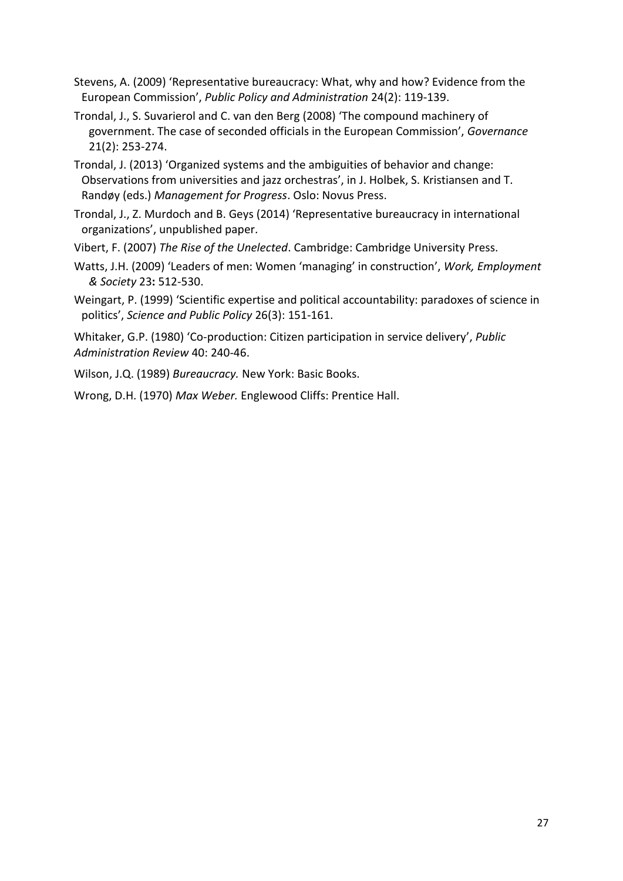Stevens, A. (2009) 'Representative bureaucracy: What, why and how? Evidence from the European Commission', *Public Policy and Administration* 24(2): 119-139.

Trondal, J., S. Suvarierol and C. van den Berg (2008) 'The compound machinery of government. The case of seconded officials in the European Commission', *Governance* 21(2): 253-274.

Trondal, J. (2013) 'Organized systems and the ambiguities of behavior and change: Observations from universities and jazz orchestras', in J. Holbek, S. Kristiansen and T. Randøy (eds.) *Management for Progress*. Oslo: Novus Press.

Trondal, J., Z. Murdoch and B. Geys (2014) 'Representative bureaucracy in international organizations', unpublished paper.

Vibert, F. (2007) *The Rise of the Unelected*. Cambridge: Cambridge University Press.

Watts, J.H. (2009) 'Leaders of men: Women 'managing' in construction', *Work, Employment & Society* 23**:** 512-530.

Weingart, P. (1999) 'Scientific expertise and political accountability: paradoxes of science in politics', *Science and Public Policy* 26(3): 151-161.

Whitaker, G.P. (1980) 'Co-production: Citizen participation in service delivery', *Public Administration Review* 40: 240-46.

Wilson, J.Q. (1989) *Bureaucracy.* New York: Basic Books.

Wrong, D.H. (1970) *Max Weber.* Englewood Cliffs: Prentice Hall.